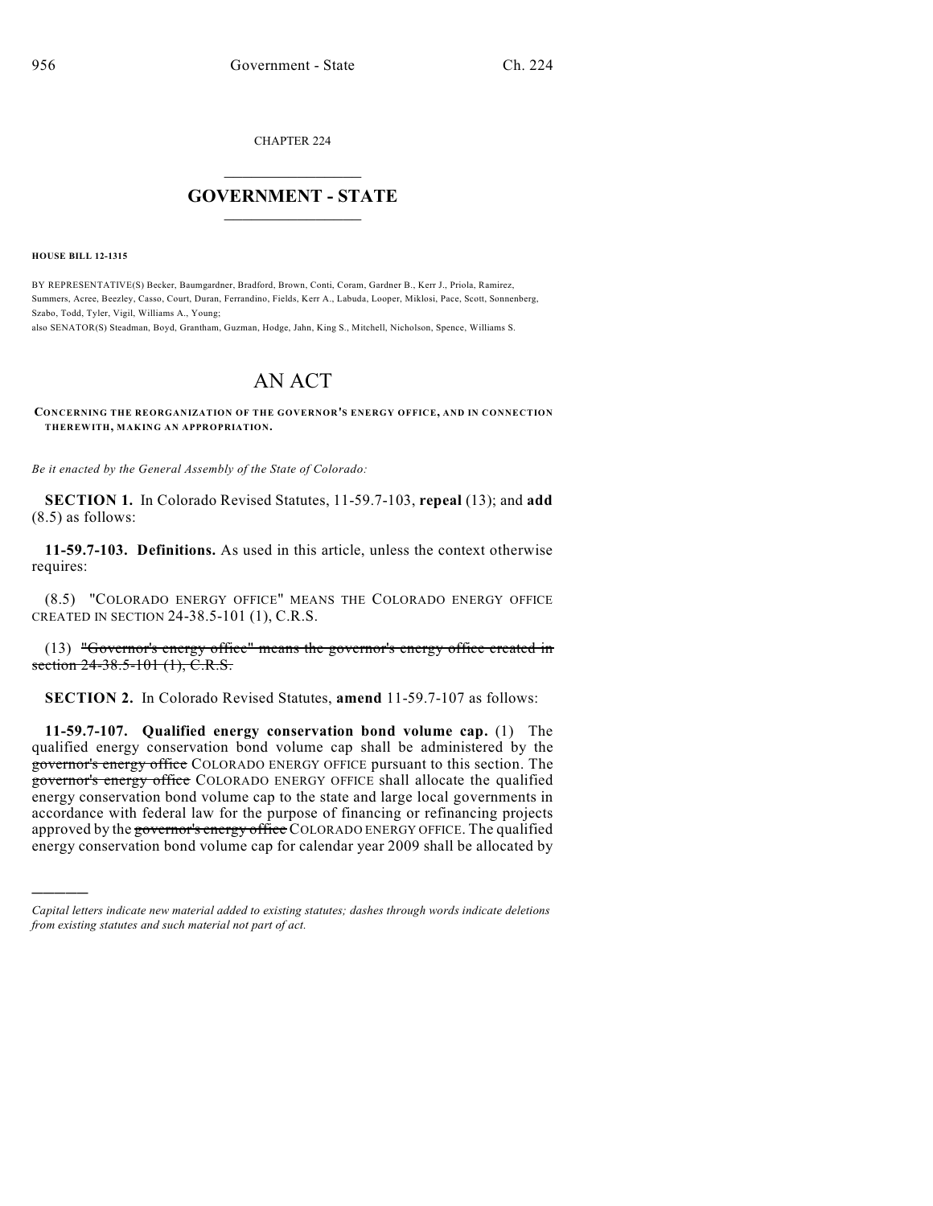CHAPTER 224

# GOVERNMENT - STATE

**HOUSE BILL 12-1315**

BY REPRESENTATIVE(S) Becker, Baumgardner, Bradford, Brown, Conti, Coram, Gardner B., Kerr J., Priola, Ramirez, Summers, Acree, Beezley, Casso, Court, Duran, Ferrandino, Fields, Kerr A., Labuda, Looper, Miklosi, Pace, Scott, Sonnenberg, Szabo, Todd, Tyler, Vigil, Williams A., Young;
also SENATOR(S) Steadman, Boyd, Grantham, Guzman, Hodge, Jahn, King S., Mitchell, Nicholson, Spence, Williams S.

# AN ACT

**CONCERNING THE REORGANIZATION OF THE GOVERNOR'S ENERGY OFFICE, AND IN CONNECTION THEREWITH, MAKING AN APPROPRIATION.**

*Be it enacted by the General Assembly of the State of Colorado:*

**SECTION 1.** In Colorado Revised Statutes, 11-59.7-103, **repeal** (13); and **add** (8.5) as follows:

**11-59.7-103. Definitions.** As used in this article, unless the context otherwise requires:

(8.5) "COLORADO ENERGY OFFICE" MEANS THE COLORADO ENERGY OFFICE CREATED IN SECTION 24-38.5-101 (1), C.R.S.

(13) ~~"Governor's energy office" means the governor's energy office created in section 24-38.5-101 (1), C.R.S.~~

**SECTION 2.** In Colorado Revised Statutes, **amend** 11-59.7-107 as follows:

**11-59.7-107. Qualified energy conservation bond volume cap.** (1) The qualified energy conservation bond volume cap shall be administered by the ~~governor's energy office~~ COLORADO ENERGY OFFICE pursuant to this section. The ~~governor's energy office~~ COLORADO ENERGY OFFICE shall allocate the qualified energy conservation bond volume cap to the state and large local governments in accordance with federal law for the purpose of financing or refinancing projects approved by the ~~governor's energy office~~ COLORADO ENERGY OFFICE. The qualified energy conservation bond volume cap for calendar year 2009 shall be allocated by

*Capital letters indicate new material added to existing statutes; dashes through words indicate deletions from existing statutes and such material not part of act.*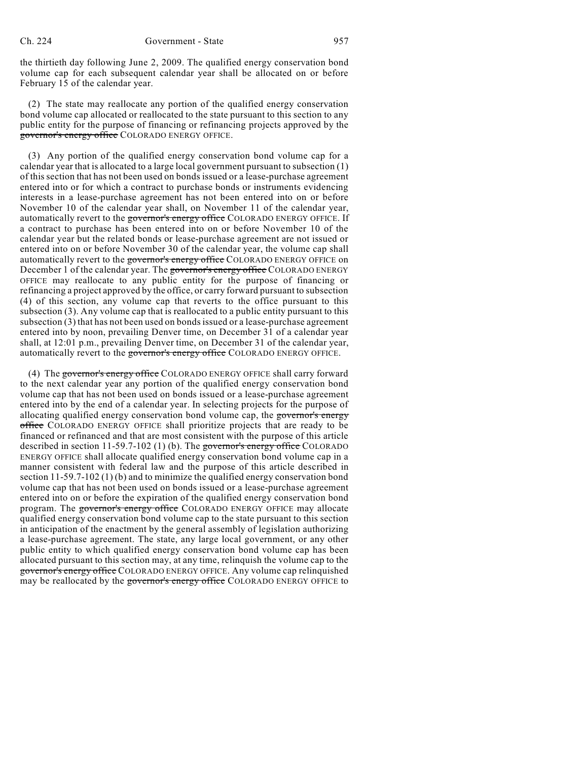the thirtieth day following June 2, 2009. The qualified energy conservation bond volume cap for each subsequent calendar year shall be allocated on or before February 15 of the calendar year.

(2) The state may reallocate any portion of the qualified energy conservation bond volume cap allocated or reallocated to the state pursuant to this section to any public entity for the purpose of financing or refinancing projects approved by the ~~governor's energy office~~ COLORADO ENERGY OFFICE.

(3) Any portion of the qualified energy conservation bond volume cap for a calendar year that is allocated to a large local government pursuant to subsection (1) of this section that has not been used on bonds issued or a lease-purchase agreement entered into or for which a contract to purchase bonds or instruments evidencing interests in a lease-purchase agreement has not been entered into on or before November 10 of the calendar year shall, on November 11 of the calendar year, automatically revert to the ~~governor's energy office~~ COLORADO ENERGY OFFICE. If a contract to purchase has been entered into on or before November 10 of the calendar year but the related bonds or lease-purchase agreement are not issued or entered into on or before November 30 of the calendar year, the volume cap shall automatically revert to the ~~governor's energy office~~ COLORADO ENERGY OFFICE on December 1 of the calendar year. The ~~governor's energy office~~ COLORADO ENERGY OFFICE may reallocate to any public entity for the purpose of financing or refinancing a project approved by the office, or carry forward pursuant to subsection (4) of this section, any volume cap that reverts to the office pursuant to this subsection (3). Any volume cap that is reallocated to a public entity pursuant to this subsection (3) that has not been used on bonds issued or a lease-purchase agreement entered into by noon, prevailing Denver time, on December 31 of a calendar year shall, at 12:01 p.m., prevailing Denver time, on December 31 of the calendar year, automatically revert to the ~~governor's energy office~~ COLORADO ENERGY OFFICE.

(4) The ~~governor's energy office~~ COLORADO ENERGY OFFICE shall carry forward to the next calendar year any portion of the qualified energy conservation bond volume cap that has not been used on bonds issued or a lease-purchase agreement entered into by the end of a calendar year. In selecting projects for the purpose of allocating qualified energy conservation bond volume cap, the ~~governor's energy office~~ COLORADO ENERGY OFFICE shall prioritize projects that are ready to be financed or refinanced and that are most consistent with the purpose of this article described in section 11-59.7-102 (1) (b). The ~~governor's energy office~~ COLORADO ENERGY OFFICE shall allocate qualified energy conservation bond volume cap in a manner consistent with federal law and the purpose of this article described in section 11-59.7-102 (1) (b) and to minimize the qualified energy conservation bond volume cap that has not been used on bonds issued or a lease-purchase agreement entered into on or before the expiration of the qualified energy conservation bond program. The ~~governor's energy office~~ COLORADO ENERGY OFFICE may allocate qualified energy conservation bond volume cap to the state pursuant to this section in anticipation of the enactment by the general assembly of legislation authorizing a lease-purchase agreement. The state, any large local government, or any other public entity to which qualified energy conservation bond volume cap has been allocated pursuant to this section may, at any time, relinquish the volume cap to the ~~governor's energy office~~ COLORADO ENERGY OFFICE. Any volume cap relinquished may be reallocated by the ~~governor's energy office~~ COLORADO ENERGY OFFICE to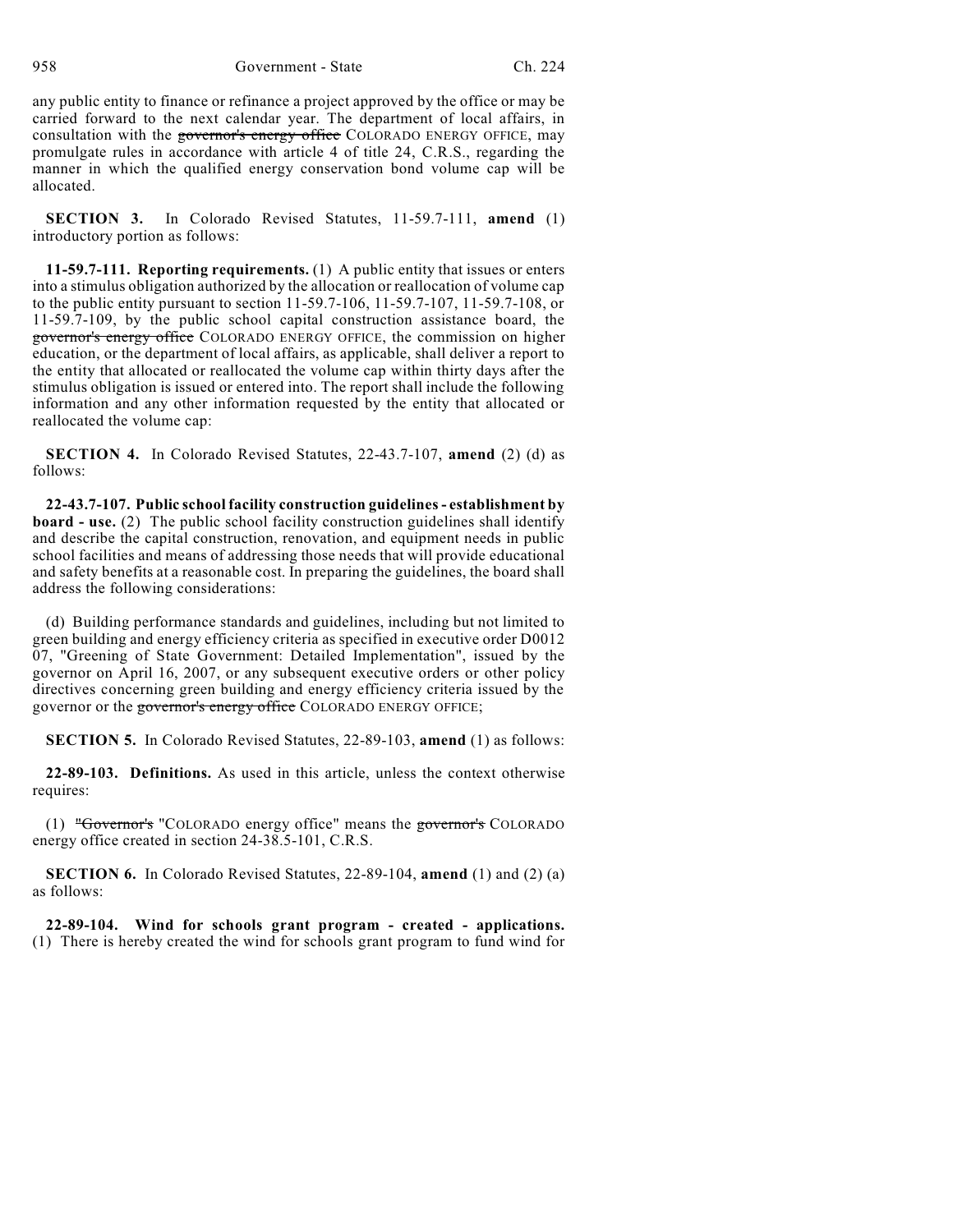any public entity to finance or refinance a project approved by the office or may be carried forward to the next calendar year. The department of local affairs, in consultation with the ~~governor's energy office~~ COLORADO ENERGY OFFICE, may promulgate rules in accordance with article 4 of title 24, C.R.S., regarding the manner in which the qualified energy conservation bond volume cap will be allocated.

**SECTION 3.** In Colorado Revised Statutes, 11-59.7-111, **amend** (1) introductory portion as follows:

**11-59.7-111. Reporting requirements.** (1) A public entity that issues or enters into a stimulus obligation authorized by the allocation or reallocation of volume cap to the public entity pursuant to section 11-59.7-106, 11-59.7-107, 11-59.7-108, or 11-59.7-109, by the public school capital construction assistance board, the ~~governor's energy office~~ COLORADO ENERGY OFFICE, the commission on higher education, or the department of local affairs, as applicable, shall deliver a report to the entity that allocated or reallocated the volume cap within thirty days after the stimulus obligation is issued or entered into. The report shall include the following information and any other information requested by the entity that allocated or reallocated the volume cap:

**SECTION 4.** In Colorado Revised Statutes, 22-43.7-107, **amend** (2) (d) as follows:

**22-43.7-107. Public school facility construction guidelines - establishment by board - use.** (2) The public school facility construction guidelines shall identify and describe the capital construction, renovation, and equipment needs in public school facilities and means of addressing those needs that will provide educational and safety benefits at a reasonable cost. In preparing the guidelines, the board shall address the following considerations:

(d) Building performance standards and guidelines, including but not limited to green building and energy efficiency criteria as specified in executive order D0012 07, "Greening of State Government: Detailed Implementation", issued by the governor on April 16, 2007, or any subsequent executive orders or other policy directives concerning green building and energy efficiency criteria issued by the governor or the ~~governor's energy office~~ COLORADO ENERGY OFFICE;

**SECTION 5.** In Colorado Revised Statutes, 22-89-103, **amend** (1) as follows:

**22-89-103. Definitions.** As used in this article, unless the context otherwise requires:

(1) ~~"Governor's~~ "COLORADO energy office" means the ~~governor's~~ COLORADO energy office created in section 24-38.5-101, C.R.S.

**SECTION 6.** In Colorado Revised Statutes, 22-89-104, **amend** (1) and (2) (a) as follows:

**22-89-104. Wind for schools grant program - created - applications.** (1) There is hereby created the wind for schools grant program to fund wind for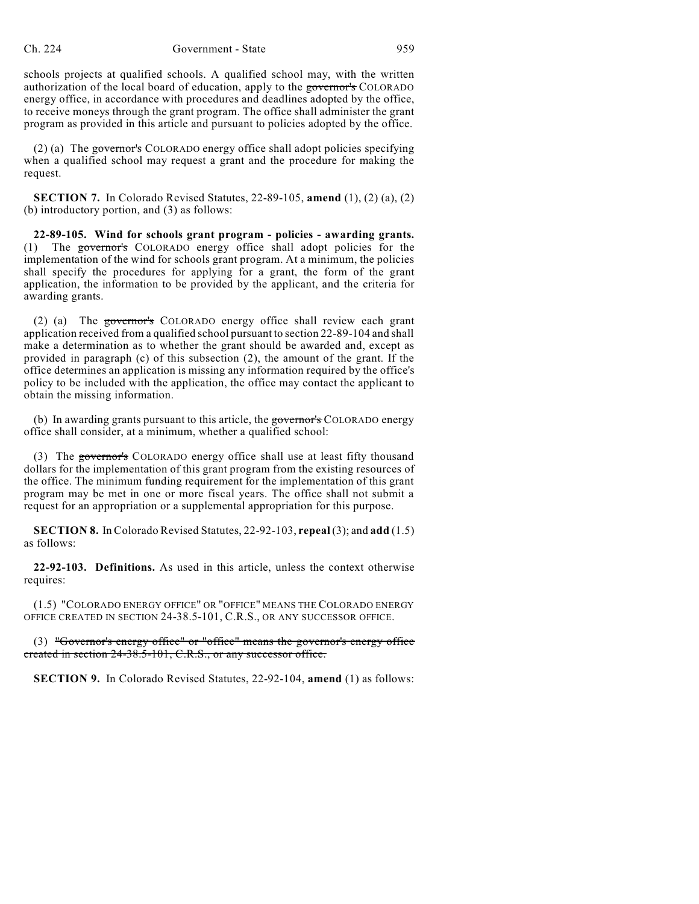schools projects at qualified schools. A qualified school may, with the written authorization of the local board of education, apply to the ~~governor's~~ COLORADO energy office, in accordance with procedures and deadlines adopted by the office, to receive moneys through the grant program. The office shall administer the grant program as provided in this article and pursuant to policies adopted by the office.

(2) (a) The ~~governor's~~ COLORADO energy office shall adopt policies specifying when a qualified school may request a grant and the procedure for making the request.

**SECTION 7.** In Colorado Revised Statutes, 22-89-105, **amend** (1), (2) (a), (2) (b) introductory portion, and (3) as follows:

**22-89-105. Wind for schools grant program - policies - awarding grants.** (1) The ~~governor's~~ COLORADO energy office shall adopt policies for the implementation of the wind for schools grant program. At a minimum, the policies shall specify the procedures for applying for a grant, the form of the grant application, the information to be provided by the applicant, and the criteria for awarding grants.

(2) (a) The ~~governor's~~ COLORADO energy office shall review each grant application received from a qualified school pursuant to section 22-89-104 and shall make a determination as to whether the grant should be awarded and, except as provided in paragraph (c) of this subsection (2), the amount of the grant. If the office determines an application is missing any information required by the office's policy to be included with the application, the office may contact the applicant to obtain the missing information.

(b) In awarding grants pursuant to this article, the ~~governor's~~ COLORADO energy office shall consider, at a minimum, whether a qualified school:

(3) The ~~governor's~~ COLORADO energy office shall use at least fifty thousand dollars for the implementation of this grant program from the existing resources of the office. The minimum funding requirement for the implementation of this grant program may be met in one or more fiscal years. The office shall not submit a request for an appropriation or a supplemental appropriation for this purpose.

**SECTION 8.** In Colorado Revised Statutes, 22-92-103, **repeal** (3); and **add** (1.5) as follows:

**22-92-103. Definitions.** As used in this article, unless the context otherwise requires:

(1.5) "COLORADO ENERGY OFFICE" OR "OFFICE" MEANS THE COLORADO ENERGY OFFICE CREATED IN SECTION 24-38.5-101, C.R.S., OR ANY SUCCESSOR OFFICE.

(3) ~~"Governor's energy office" or "office" means the governor's energy office created in section 24-38.5-101, C.R.S., or any successor office.~~

**SECTION 9.** In Colorado Revised Statutes, 22-92-104, **amend** (1) as follows: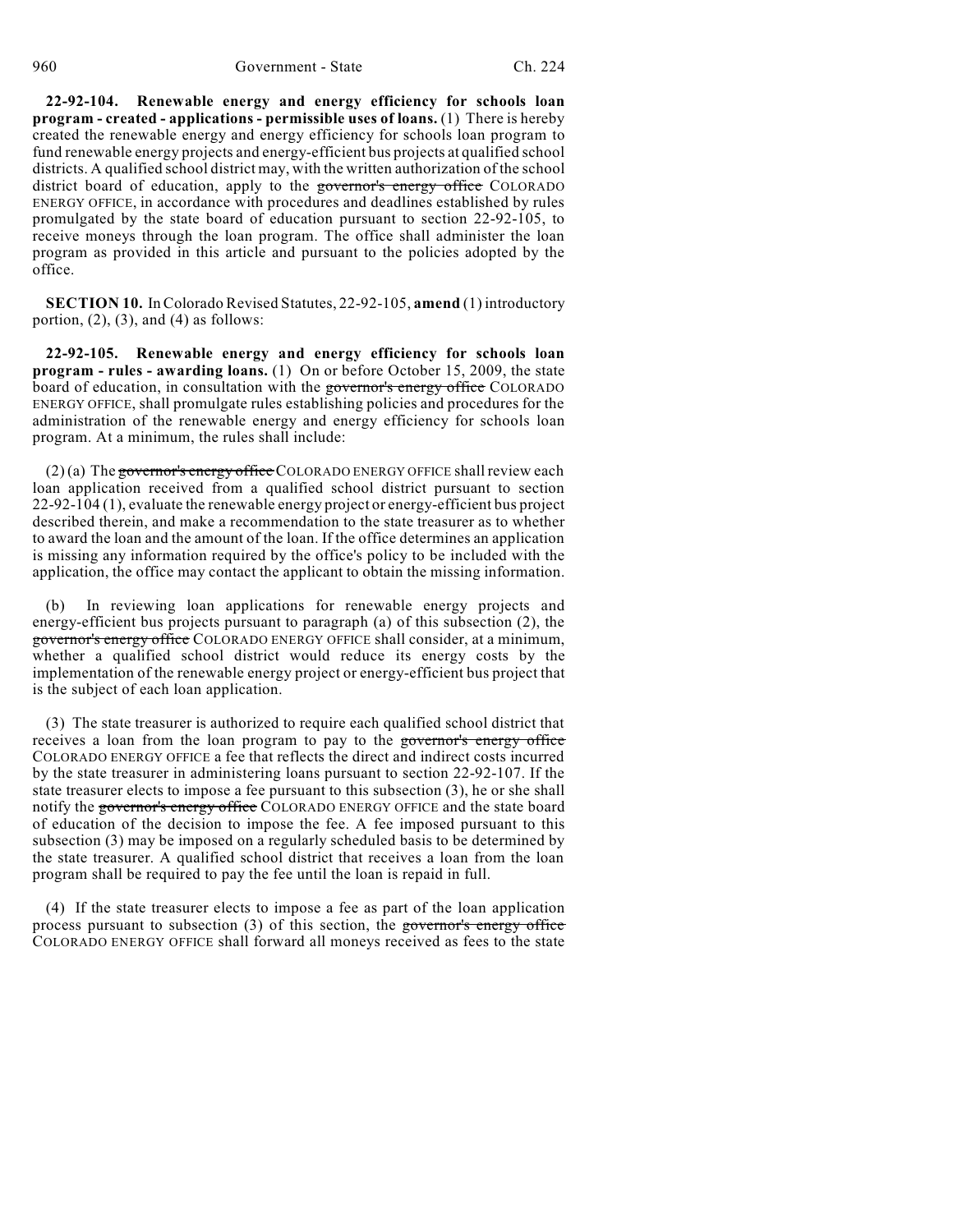**22-92-104. Renewable energy and energy efficiency for schools loan program - created - applications - permissible uses of loans.** (1) There is hereby created the renewable energy and energy efficiency for schools loan program to fund renewable energy projects and energy-efficient bus projects at qualified school districts. A qualified school district may, with the written authorization of the school district board of education, apply to the ~~governor's energy office~~ COLORADO ENERGY OFFICE, in accordance with procedures and deadlines established by rules promulgated by the state board of education pursuant to section 22-92-105, to receive moneys through the loan program. The office shall administer the loan program as provided in this article and pursuant to the policies adopted by the office.

**SECTION 10.** In Colorado Revised Statutes, 22-92-105, **amend** (1) introductory portion, (2), (3), and (4) as follows:

**22-92-105. Renewable energy and energy efficiency for schools loan program - rules - awarding loans.** (1) On or before October 15, 2009, the state board of education, in consultation with the ~~governor's energy office~~ COLORADO ENERGY OFFICE, shall promulgate rules establishing policies and procedures for the administration of the renewable energy and energy efficiency for schools loan program. At a minimum, the rules shall include:

(2) (a) The ~~governor's energy office~~ COLORADO ENERGY OFFICE shall review each loan application received from a qualified school district pursuant to section 22-92-104 (1), evaluate the renewable energy project or energy-efficient bus project described therein, and make a recommendation to the state treasurer as to whether to award the loan and the amount of the loan. If the office determines an application is missing any information required by the office's policy to be included with the application, the office may contact the applicant to obtain the missing information.

(b) In reviewing loan applications for renewable energy projects and energy-efficient bus projects pursuant to paragraph (a) of this subsection (2), the ~~governor's energy office~~ COLORADO ENERGY OFFICE shall consider, at a minimum, whether a qualified school district would reduce its energy costs by the implementation of the renewable energy project or energy-efficient bus project that is the subject of each loan application.

(3) The state treasurer is authorized to require each qualified school district that receives a loan from the loan program to pay to the ~~governor's energy office~~ COLORADO ENERGY OFFICE a fee that reflects the direct and indirect costs incurred by the state treasurer in administering loans pursuant to section 22-92-107. If the state treasurer elects to impose a fee pursuant to this subsection (3), he or she shall notify the ~~governor's energy office~~ COLORADO ENERGY OFFICE and the state board of education of the decision to impose the fee. A fee imposed pursuant to this subsection (3) may be imposed on a regularly scheduled basis to be determined by the state treasurer. A qualified school district that receives a loan from the loan program shall be required to pay the fee until the loan is repaid in full.

(4) If the state treasurer elects to impose a fee as part of the loan application process pursuant to subsection (3) of this section, the ~~governor's energy office~~ COLORADO ENERGY OFFICE shall forward all moneys received as fees to the state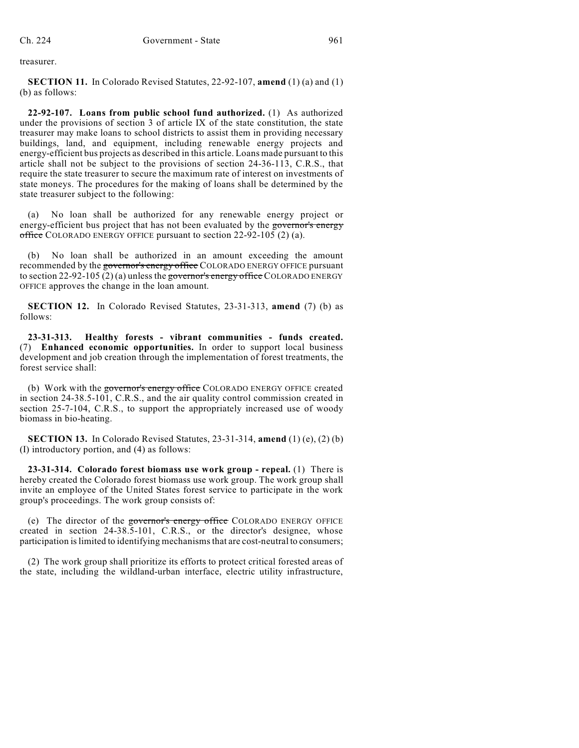treasurer.

**SECTION 11.** In Colorado Revised Statutes, 22-92-107, **amend** (1) (a) and (1) (b) as follows:

**22-92-107. Loans from public school fund authorized.** (1) As authorized under the provisions of section 3 of article IX of the state constitution, the state treasurer may make loans to school districts to assist them in providing necessary buildings, land, and equipment, including renewable energy projects and energy-efficient bus projects as described in this article. Loans made pursuant to this article shall not be subject to the provisions of section 24-36-113, C.R.S., that require the state treasurer to secure the maximum rate of interest on investments of state moneys. The procedures for the making of loans shall be determined by the state treasurer subject to the following:

(a) No loan shall be authorized for any renewable energy project or energy-efficient bus project that has not been evaluated by the ~~governor's energy office~~ COLORADO ENERGY OFFICE pursuant to section 22-92-105 (2) (a).

(b) No loan shall be authorized in an amount exceeding the amount recommended by the ~~governor's energy office~~ COLORADO ENERGY OFFICE pursuant to section 22-92-105 (2) (a) unless the ~~governor's energy office~~ COLORADO ENERGY OFFICE approves the change in the loan amount.

**SECTION 12.** In Colorado Revised Statutes, 23-31-313, **amend** (7) (b) as follows:

**23-31-313. Healthy forests - vibrant communities - funds created.** (7) **Enhanced economic opportunities.** In order to support local business development and job creation through the implementation of forest treatments, the forest service shall:

(b) Work with the ~~governor's energy office~~ COLORADO ENERGY OFFICE created in section 24-38.5-101, C.R.S., and the air quality control commission created in section 25-7-104, C.R.S., to support the appropriately increased use of woody biomass in bio-heating.

**SECTION 13.** In Colorado Revised Statutes, 23-31-314, **amend** (1) (e), (2) (b) (I) introductory portion, and (4) as follows:

**23-31-314. Colorado forest biomass use work group - repeal.** (1) There is hereby created the Colorado forest biomass use work group. The work group shall invite an employee of the United States forest service to participate in the work group's proceedings. The work group consists of:

(e) The director of the ~~governor's energy office~~ COLORADO ENERGY OFFICE created in section 24-38.5-101, C.R.S., or the director's designee, whose participation is limited to identifying mechanisms that are cost-neutral to consumers;

(2) The work group shall prioritize its efforts to protect critical forested areas of the state, including the wildland-urban interface, electric utility infrastructure,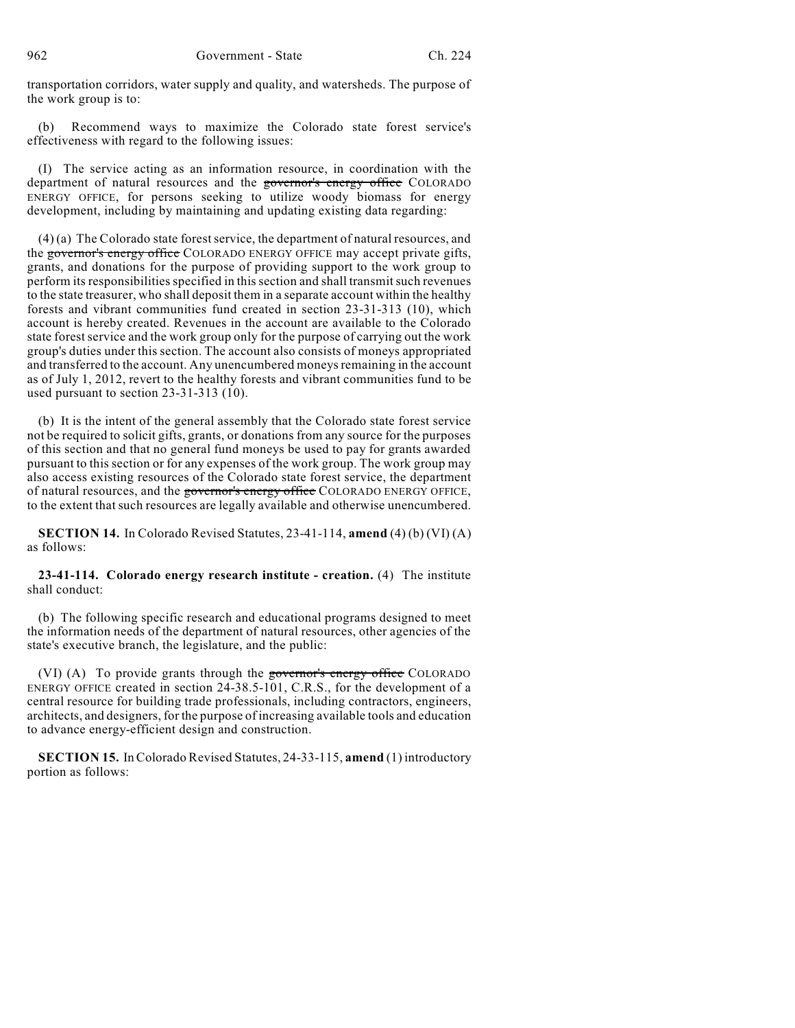transportation corridors, water supply and quality, and watersheds. The purpose of the work group is to:

(b) Recommend ways to maximize the Colorado state forest service's effectiveness with regard to the following issues:

(I) The service acting as an information resource, in coordination with the department of natural resources and the ~~governor's energy office~~ COLORADO ENERGY OFFICE, for persons seeking to utilize woody biomass for energy development, including by maintaining and updating existing data regarding:

(4) (a) The Colorado state forest service, the department of natural resources, and the ~~governor's energy office~~ COLORADO ENERGY OFFICE may accept private gifts, grants, and donations for the purpose of providing support to the work group to perform its responsibilities specified in this section and shall transmit such revenues to the state treasurer, who shall deposit them in a separate account within the healthy forests and vibrant communities fund created in section 23-31-313 (10), which account is hereby created. Revenues in the account are available to the Colorado state forest service and the work group only for the purpose of carrying out the work group's duties under this section. The account also consists of moneys appropriated and transferred to the account. Any unencumbered moneys remaining in the account as of July 1, 2012, revert to the healthy forests and vibrant communities fund to be used pursuant to section 23-31-313 (10).

(b) It is the intent of the general assembly that the Colorado state forest service not be required to solicit gifts, grants, or donations from any source for the purposes of this section and that no general fund moneys be used to pay for grants awarded pursuant to this section or for any expenses of the work group. The work group may also access existing resources of the Colorado state forest service, the department of natural resources, and the ~~governor's energy office~~ COLORADO ENERGY OFFICE, to the extent that such resources are legally available and otherwise unencumbered.

**SECTION 14.** In Colorado Revised Statutes, 23-41-114, **amend** (4) (b) (VI) (A) as follows:

**23-41-114. Colorado energy research institute - creation.** (4) The institute shall conduct:

(b) The following specific research and educational programs designed to meet the information needs of the department of natural resources, other agencies of the state's executive branch, the legislature, and the public:

(VI) (A) To provide grants through the ~~governor's energy office~~ COLORADO ENERGY OFFICE created in section 24-38.5-101, C.R.S., for the development of a central resource for building trade professionals, including contractors, engineers, architects, and designers, for the purpose of increasing available tools and education to advance energy-efficient design and construction.

**SECTION 15.** In Colorado Revised Statutes, 24-33-115, **amend** (1) introductory portion as follows: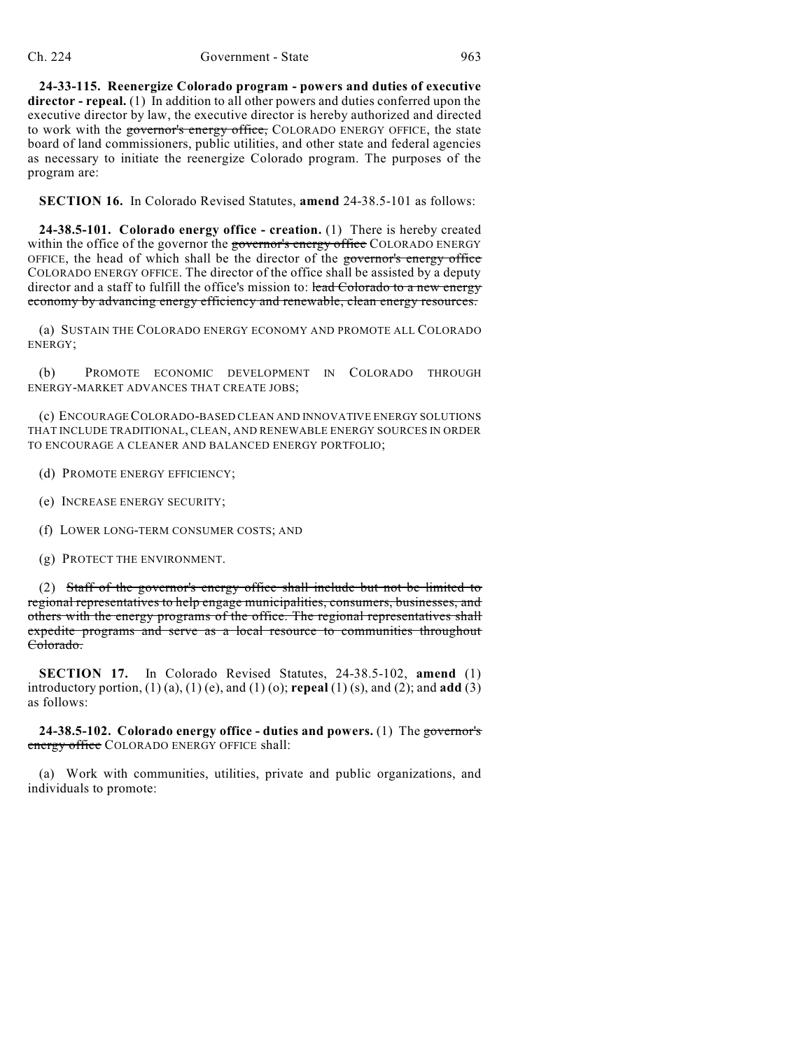**24-33-115. Reenergize Colorado program - powers and duties of executive director - repeal.** (1) In addition to all other powers and duties conferred upon the executive director by law, the executive director is hereby authorized and directed to work with the ~~governor's energy office,~~ COLORADO ENERGY OFFICE, the state board of land commissioners, public utilities, and other state and federal agencies as necessary to initiate the reenergize Colorado program. The purposes of the program are:

**SECTION 16.** In Colorado Revised Statutes, **amend** 24-38.5-101 as follows:

**24-38.5-101. Colorado energy office - creation.** (1) There is hereby created within the office of the governor the ~~governor's energy office~~ COLORADO ENERGY OFFICE, the head of which shall be the director of the ~~governor's energy office~~ COLORADO ENERGY OFFICE. The director of the office shall be assisted by a deputy director and a staff to fulfill the office's mission to: ~~lead Colorado to a new energy economy by advancing energy efficiency and renewable, clean energy resources.~~

(a) SUSTAIN THE COLORADO ENERGY ECONOMY AND PROMOTE ALL COLORADO ENERGY;

(b) PROMOTE ECONOMIC DEVELOPMENT IN COLORADO THROUGH ENERGY-MARKET ADVANCES THAT CREATE JOBS;

(c) ENCOURAGE COLORADO-BASED CLEAN AND INNOVATIVE ENERGY SOLUTIONS THAT INCLUDE TRADITIONAL, CLEAN, AND RENEWABLE ENERGY SOURCES IN ORDER TO ENCOURAGE A CLEANER AND BALANCED ENERGY PORTFOLIO;

(d) PROMOTE ENERGY EFFICIENCY;

(e) INCREASE ENERGY SECURITY;

(f) LOWER LONG-TERM CONSUMER COSTS; AND

(g) PROTECT THE ENVIRONMENT.

(2) ~~Staff of the governor's energy office shall include but not be limited to regional representatives to help engage municipalities, consumers, businesses, and others with the energy programs of the office. The regional representatives shall expedite programs and serve as a local resource to communities throughout Colorado.~~

**SECTION 17.** In Colorado Revised Statutes, 24-38.5-102, **amend** (1) introductory portion, (1) (a), (1) (e), and (1) (o); **repeal** (1) (s), and (2); and **add** (3) as follows:

**24-38.5-102. Colorado energy office - duties and powers.** (1) The ~~governor's energy office~~ COLORADO ENERGY OFFICE shall:

(a) Work with communities, utilities, private and public organizations, and individuals to promote: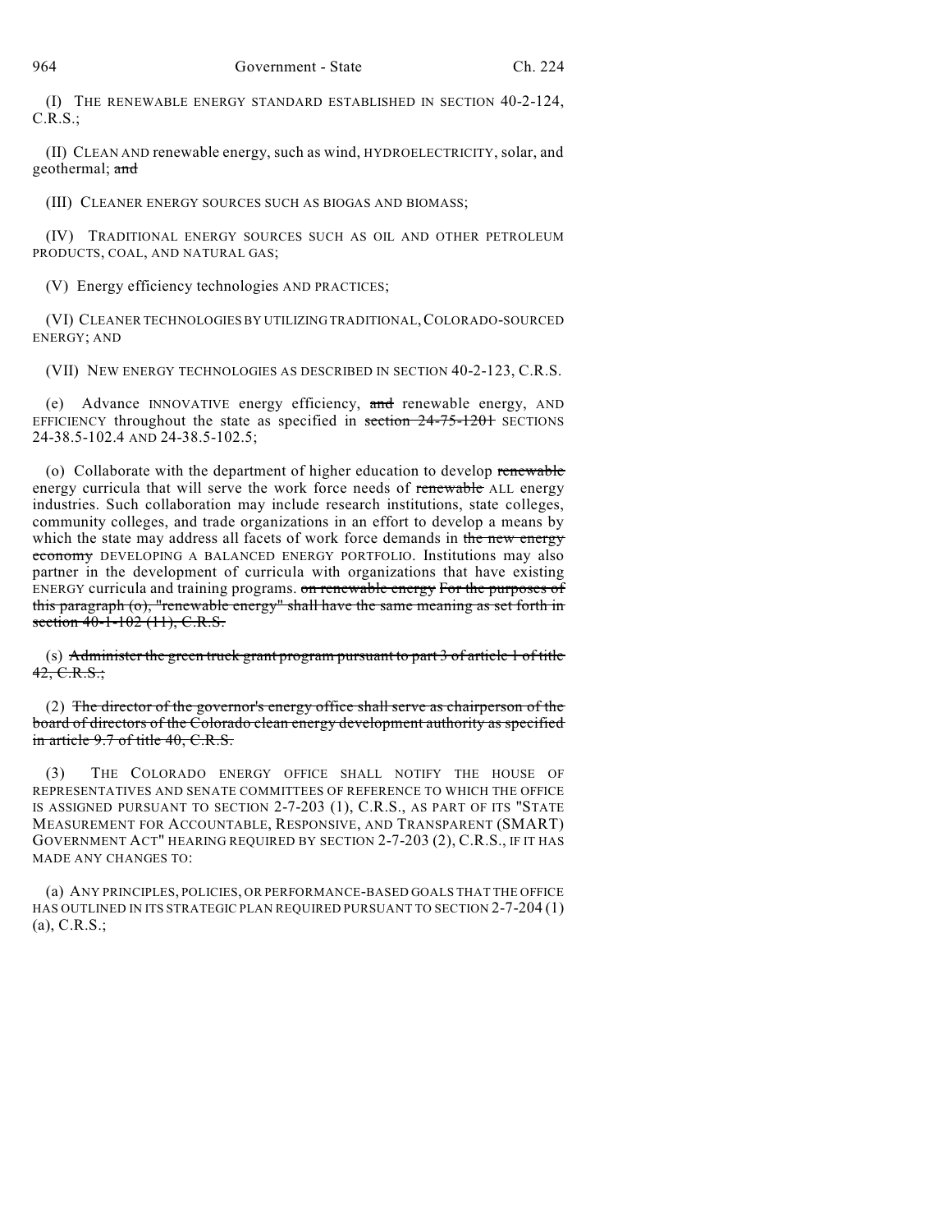(I) THE RENEWABLE ENERGY STANDARD ESTABLISHED IN SECTION 40-2-124, C.R.S.;

(II) CLEAN AND renewable energy, such as wind, HYDROELECTRICITY, solar, and geothermal; ~~and~~

(III) CLEANER ENERGY SOURCES SUCH AS BIOGAS AND BIOMASS;

(IV) TRADITIONAL ENERGY SOURCES SUCH AS OIL AND OTHER PETROLEUM PRODUCTS, COAL, AND NATURAL GAS;

(V) Energy efficiency technologies AND PRACTICES;

(VI) CLEANER TECHNOLOGIES BY UTILIZING TRADITIONAL, COLORADO-SOURCED ENERGY; AND

(VII) NEW ENERGY TECHNOLOGIES AS DESCRIBED IN SECTION 40-2-123, C.R.S.

(e) Advance INNOVATIVE energy efficiency, ~~and~~ renewable energy, AND EFFICIENCY throughout the state as specified in ~~section 24-75-1201~~ SECTIONS 24-38.5-102.4 AND 24-38.5-102.5;

(o) Collaborate with the department of higher education to develop ~~renewable~~ energy curricula that will serve the work force needs of ~~renewable~~ ALL energy industries. Such collaboration may include research institutions, state colleges, community colleges, and trade organizations in an effort to develop a means by which the state may address all facets of work force demands in ~~the new energy economy~~ DEVELOPING A BALANCED ENERGY PORTFOLIO. Institutions may also partner in the development of curricula with organizations that have existing ENERGY curricula and training programs. ~~on renewable energy For the purposes of this paragraph (o), "renewable energy" shall have the same meaning as set forth in section 40-1-102 (11), C.R.S.~~

(s) ~~Administer the green truck grant program pursuant to part 3 of article 1 of title 42, C.R.S.;~~

(2) ~~The director of the governor's energy office shall serve as chairperson of the board of directors of the Colorado clean energy development authority as specified in article 9.7 of title 40, C.R.S.~~

(3) THE COLORADO ENERGY OFFICE SHALL NOTIFY THE HOUSE OF REPRESENTATIVES AND SENATE COMMITTEES OF REFERENCE TO WHICH THE OFFICE IS ASSIGNED PURSUANT TO SECTION 2-7-203 (1), C.R.S., AS PART OF ITS "STATE MEASUREMENT FOR ACCOUNTABLE, RESPONSIVE, AND TRANSPARENT (SMART) GOVERNMENT ACT" HEARING REQUIRED BY SECTION 2-7-203 (2), C.R.S., IF IT HAS MADE ANY CHANGES TO:

(a) ANY PRINCIPLES, POLICIES, OR PERFORMANCE-BASED GOALS THAT THE OFFICE HAS OUTLINED IN ITS STRATEGIC PLAN REQUIRED PURSUANT TO SECTION 2-7-204 (1) (a), C.R.S.;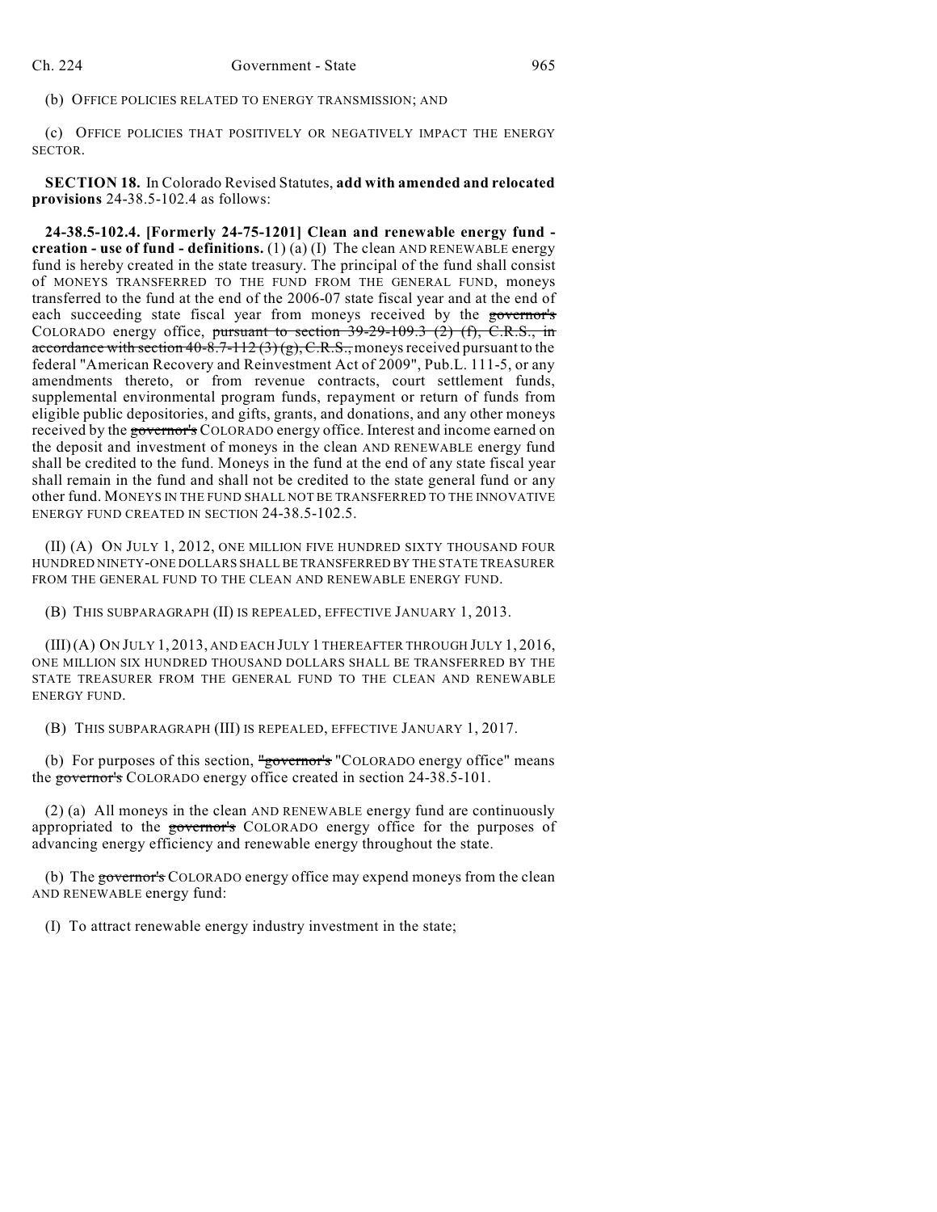(b) OFFICE POLICIES RELATED TO ENERGY TRANSMISSION; AND

(c) OFFICE POLICIES THAT POSITIVELY OR NEGATIVELY IMPACT THE ENERGY SECTOR.

**SECTION 18.** In Colorado Revised Statutes, **add with amended and relocated provisions** 24-38.5-102.4 as follows:

**24-38.5-102.4. [Formerly 24-75-1201] Clean and renewable energy fund - creation - use of fund - definitions.** (1) (a) (I) The clean AND RENEWABLE energy fund is hereby created in the state treasury. The principal of the fund shall consist of MONEYS TRANSFERRED TO THE FUND FROM THE GENERAL FUND, moneys transferred to the fund at the end of the 2006-07 state fiscal year and at the end of each succeeding state fiscal year from moneys received by the ~~governor's~~ COLORADO energy office, ~~pursuant to section 39-29-109.3 (2) (f), C.R.S., in accordance with section 40-8.7-112 (3) (g), C.R.S.,~~ moneys received pursuant to the federal "American Recovery and Reinvestment Act of 2009", Pub.L. 111-5, or any amendments thereto, or from revenue contracts, court settlement funds, supplemental environmental program funds, repayment or return of funds from eligible public depositories, and gifts, grants, and donations, and any other moneys received by the ~~governor's~~ COLORADO energy office. Interest and income earned on the deposit and investment of moneys in the clean AND RENEWABLE energy fund shall be credited to the fund. Moneys in the fund at the end of any state fiscal year shall remain in the fund and shall not be credited to the state general fund or any other fund. MONEYS IN THE FUND SHALL NOT BE TRANSFERRED TO THE INNOVATIVE ENERGY FUND CREATED IN SECTION 24-38.5-102.5.

(II) (A) ON JULY 1, 2012, ONE MILLION FIVE HUNDRED SIXTY THOUSAND FOUR HUNDRED NINETY-ONE DOLLARS SHALL BE TRANSFERRED BY THE STATE TREASURER FROM THE GENERAL FUND TO THE CLEAN AND RENEWABLE ENERGY FUND.

(B) THIS SUBPARAGRAPH (II) IS REPEALED, EFFECTIVE JANUARY 1, 2013.

(III) (A) ON JULY 1, 2013, AND EACH JULY 1 THEREAFTER THROUGH JULY 1, 2016, ONE MILLION SIX HUNDRED THOUSAND DOLLARS SHALL BE TRANSFERRED BY THE STATE TREASURER FROM THE GENERAL FUND TO THE CLEAN AND RENEWABLE ENERGY FUND.

(B) THIS SUBPARAGRAPH (III) IS REPEALED, EFFECTIVE JANUARY 1, 2017.

(b) For purposes of this section, ~~"governor's~~ "COLORADO energy office" means the ~~governor's~~ COLORADO energy office created in section 24-38.5-101.

(2) (a) All moneys in the clean AND RENEWABLE energy fund are continuously appropriated to the ~~governor's~~ COLORADO energy office for the purposes of advancing energy efficiency and renewable energy throughout the state.

(b) The ~~governor's~~ COLORADO energy office may expend moneys from the clean AND RENEWABLE energy fund:

(I) To attract renewable energy industry investment in the state;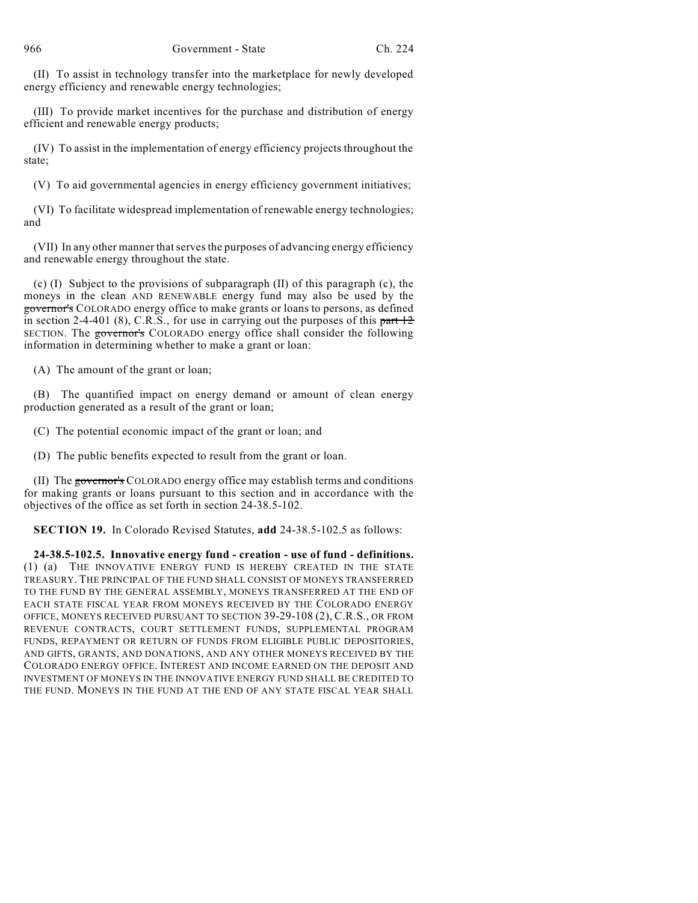(II) To assist in technology transfer into the marketplace for newly developed energy efficiency and renewable energy technologies;

(III) To provide market incentives for the purchase and distribution of energy efficient and renewable energy products;

(IV) To assist in the implementation of energy efficiency projects throughout the state;

(V) To aid governmental agencies in energy efficiency government initiatives;

(VI) To facilitate widespread implementation of renewable energy technologies; and

(VII) In any other manner that serves the purposes of advancing energy efficiency and renewable energy throughout the state.

(c) (I) Subject to the provisions of subparagraph (II) of this paragraph (c), the moneys in the clean AND RENEWABLE energy fund may also be used by the ~~governor's~~ COLORADO energy office to make grants or loans to persons, as defined in section 2-4-401 (8), C.R.S., for use in carrying out the purposes of this ~~part 12~~ SECTION. The ~~governor's~~ COLORADO energy office shall consider the following information in determining whether to make a grant or loan:

(A) The amount of the grant or loan;

(B) The quantified impact on energy demand or amount of clean energy production generated as a result of the grant or loan;

(C) The potential economic impact of the grant or loan; and

(D) The public benefits expected to result from the grant or loan.

(II) The ~~governor's~~ COLORADO energy office may establish terms and conditions for making grants or loans pursuant to this section and in accordance with the objectives of the office as set forth in section 24-38.5-102.

**SECTION 19.** In Colorado Revised Statutes, **add** 24-38.5-102.5 as follows:

**24-38.5-102.5. Innovative energy fund - creation - use of fund - definitions.** (1) (a) THE INNOVATIVE ENERGY FUND IS HEREBY CREATED IN THE STATE TREASURY. THE PRINCIPAL OF THE FUND SHALL CONSIST OF MONEYS TRANSFERRED TO THE FUND BY THE GENERAL ASSEMBLY, MONEYS TRANSFERRED AT THE END OF EACH STATE FISCAL YEAR FROM MONEYS RECEIVED BY THE COLORADO ENERGY OFFICE, MONEYS RECEIVED PURSUANT TO SECTION 39-29-108 (2), C.R.S., OR FROM REVENUE CONTRACTS, COURT SETTLEMENT FUNDS, SUPPLEMENTAL PROGRAM FUNDS, REPAYMENT OR RETURN OF FUNDS FROM ELIGIBLE PUBLIC DEPOSITORIES, AND GIFTS, GRANTS, AND DONATIONS, AND ANY OTHER MONEYS RECEIVED BY THE COLORADO ENERGY OFFICE. INTEREST AND INCOME EARNED ON THE DEPOSIT AND INVESTMENT OF MONEYS IN THE INNOVATIVE ENERGY FUND SHALL BE CREDITED TO THE FUND. MONEYS IN THE FUND AT THE END OF ANY STATE FISCAL YEAR SHALL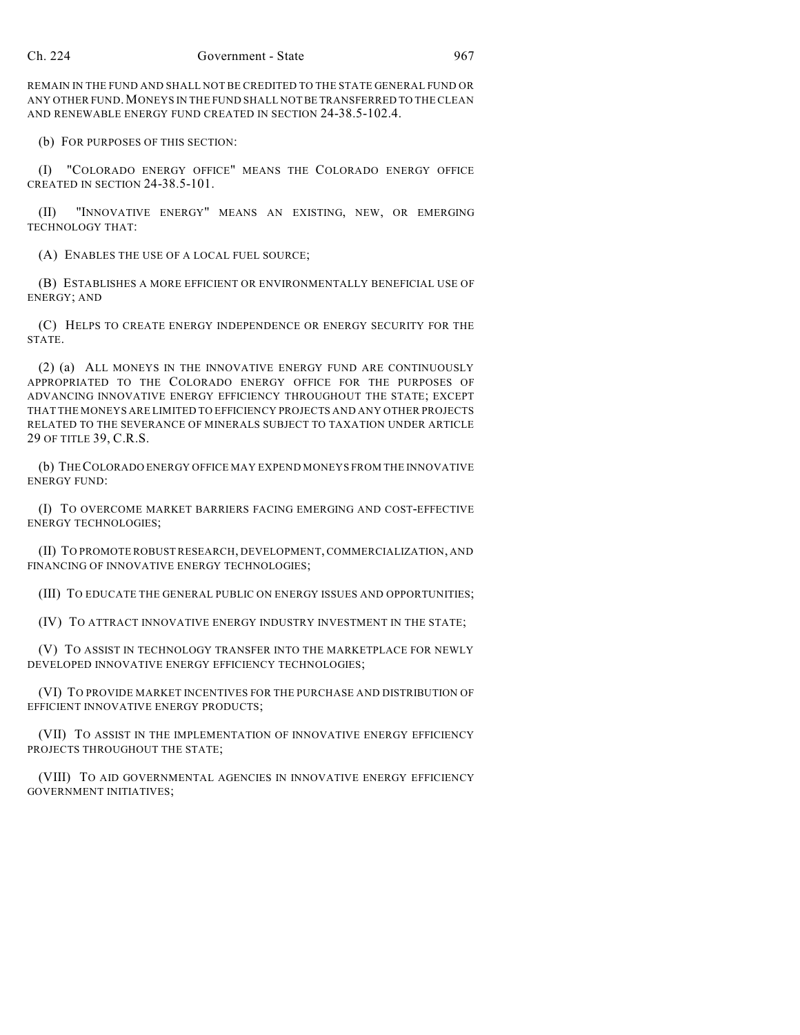REMAIN IN THE FUND AND SHALL NOT BE CREDITED TO THE STATE GENERAL FUND OR ANY OTHER FUND. MONEYS IN THE FUND SHALL NOT BE TRANSFERRED TO THE CLEAN AND RENEWABLE ENERGY FUND CREATED IN SECTION 24-38.5-102.4.

(b) FOR PURPOSES OF THIS SECTION:

(I) "COLORADO ENERGY OFFICE" MEANS THE COLORADO ENERGY OFFICE CREATED IN SECTION 24-38.5-101.

(II) "INNOVATIVE ENERGY" MEANS AN EXISTING, NEW, OR EMERGING TECHNOLOGY THAT:

(A) ENABLES THE USE OF A LOCAL FUEL SOURCE;

(B) ESTABLISHES A MORE EFFICIENT OR ENVIRONMENTALLY BENEFICIAL USE OF ENERGY; AND

(C) HELPS TO CREATE ENERGY INDEPENDENCE OR ENERGY SECURITY FOR THE STATE.

(2) (a) ALL MONEYS IN THE INNOVATIVE ENERGY FUND ARE CONTINUOUSLY APPROPRIATED TO THE COLORADO ENERGY OFFICE FOR THE PURPOSES OF ADVANCING INNOVATIVE ENERGY EFFICIENCY THROUGHOUT THE STATE; EXCEPT THAT THE MONEYS ARE LIMITED TO EFFICIENCY PROJECTS AND ANY OTHER PROJECTS RELATED TO THE SEVERANCE OF MINERALS SUBJECT TO TAXATION UNDER ARTICLE 29 OF TITLE 39, C.R.S.

(b) THE COLORADO ENERGY OFFICE MAY EXPEND MONEYS FROM THE INNOVATIVE ENERGY FUND:

(I) TO OVERCOME MARKET BARRIERS FACING EMERGING AND COST-EFFECTIVE ENERGY TECHNOLOGIES;

(II) TO PROMOTE ROBUST RESEARCH, DEVELOPMENT, COMMERCIALIZATION, AND FINANCING OF INNOVATIVE ENERGY TECHNOLOGIES;

(III) TO EDUCATE THE GENERAL PUBLIC ON ENERGY ISSUES AND OPPORTUNITIES;

(IV) TO ATTRACT INNOVATIVE ENERGY INDUSTRY INVESTMENT IN THE STATE;

(V) TO ASSIST IN TECHNOLOGY TRANSFER INTO THE MARKETPLACE FOR NEWLY DEVELOPED INNOVATIVE ENERGY EFFICIENCY TECHNOLOGIES;

(VI) TO PROVIDE MARKET INCENTIVES FOR THE PURCHASE AND DISTRIBUTION OF EFFICIENT INNOVATIVE ENERGY PRODUCTS;

(VII) TO ASSIST IN THE IMPLEMENTATION OF INNOVATIVE ENERGY EFFICIENCY PROJECTS THROUGHOUT THE STATE;

(VIII) TO AID GOVERNMENTAL AGENCIES IN INNOVATIVE ENERGY EFFICIENCY GOVERNMENT INITIATIVES;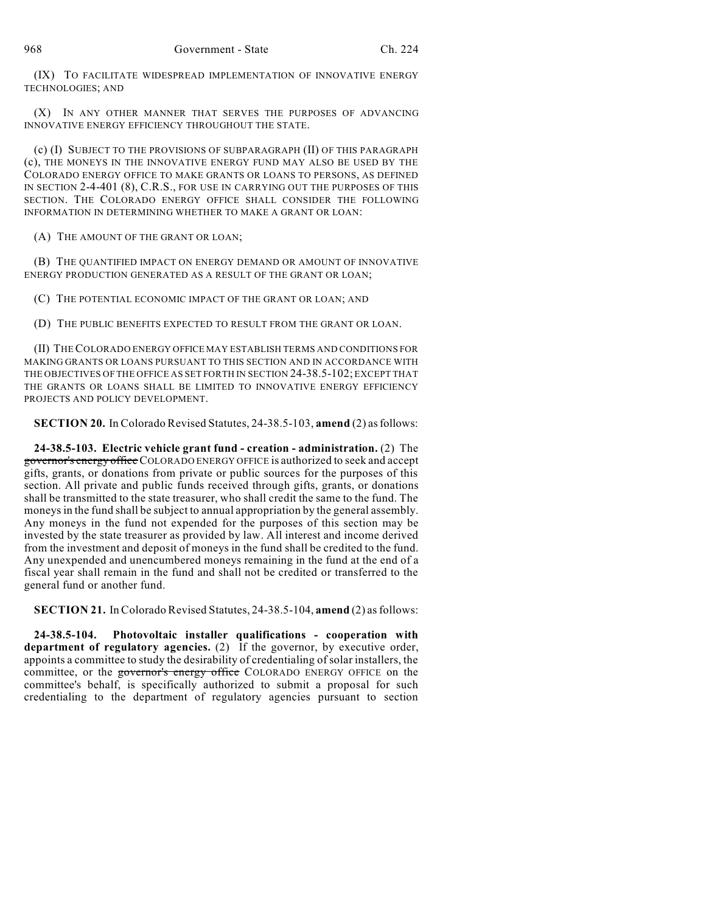(IX) TO FACILITATE WIDESPREAD IMPLEMENTATION OF INNOVATIVE ENERGY TECHNOLOGIES; AND

(X) IN ANY OTHER MANNER THAT SERVES THE PURPOSES OF ADVANCING INNOVATIVE ENERGY EFFICIENCY THROUGHOUT THE STATE.

(c) (I) SUBJECT TO THE PROVISIONS OF SUBPARAGRAPH (II) OF THIS PARAGRAPH (c), THE MONEYS IN THE INNOVATIVE ENERGY FUND MAY ALSO BE USED BY THE COLORADO ENERGY OFFICE TO MAKE GRANTS OR LOANS TO PERSONS, AS DEFINED IN SECTION 2-4-401 (8), C.R.S., FOR USE IN CARRYING OUT THE PURPOSES OF THIS SECTION. THE COLORADO ENERGY OFFICE SHALL CONSIDER THE FOLLOWING INFORMATION IN DETERMINING WHETHER TO MAKE A GRANT OR LOAN:

(A) THE AMOUNT OF THE GRANT OR LOAN;

(B) THE QUANTIFIED IMPACT ON ENERGY DEMAND OR AMOUNT OF INNOVATIVE ENERGY PRODUCTION GENERATED AS A RESULT OF THE GRANT OR LOAN;

(C) THE POTENTIAL ECONOMIC IMPACT OF THE GRANT OR LOAN; AND

(D) THE PUBLIC BENEFITS EXPECTED TO RESULT FROM THE GRANT OR LOAN.

(II) THE COLORADO ENERGY OFFICE MAY ESTABLISH TERMS AND CONDITIONS FOR MAKING GRANTS OR LOANS PURSUANT TO THIS SECTION AND IN ACCORDANCE WITH THE OBJECTIVES OF THE OFFICE AS SET FORTH IN SECTION 24-38.5-102; EXCEPT THAT THE GRANTS OR LOANS SHALL BE LIMITED TO INNOVATIVE ENERGY EFFICIENCY PROJECTS AND POLICY DEVELOPMENT.

**SECTION 20.** In Colorado Revised Statutes, 24-38.5-103, **amend** (2) as follows:

**24-38.5-103. Electric vehicle grant fund - creation - administration.** (2) The ~~governor's energy office~~ COLORADO ENERGY OFFICE is authorized to seek and accept gifts, grants, or donations from private or public sources for the purposes of this section. All private and public funds received through gifts, grants, or donations shall be transmitted to the state treasurer, who shall credit the same to the fund. The moneys in the fund shall be subject to annual appropriation by the general assembly. Any moneys in the fund not expended for the purposes of this section may be invested by the state treasurer as provided by law. All interest and income derived from the investment and deposit of moneys in the fund shall be credited to the fund. Any unexpended and unencumbered moneys remaining in the fund at the end of a fiscal year shall remain in the fund and shall not be credited or transferred to the general fund or another fund.

**SECTION 21.** In Colorado Revised Statutes, 24-38.5-104, **amend** (2) as follows:

**24-38.5-104. Photovoltaic installer qualifications - cooperation with department of regulatory agencies.** (2) If the governor, by executive order, appoints a committee to study the desirability of credentialing of solar installers, the committee, or the ~~governor's energy office~~ COLORADO ENERGY OFFICE on the committee's behalf, is specifically authorized to submit a proposal for such credentialing to the department of regulatory agencies pursuant to section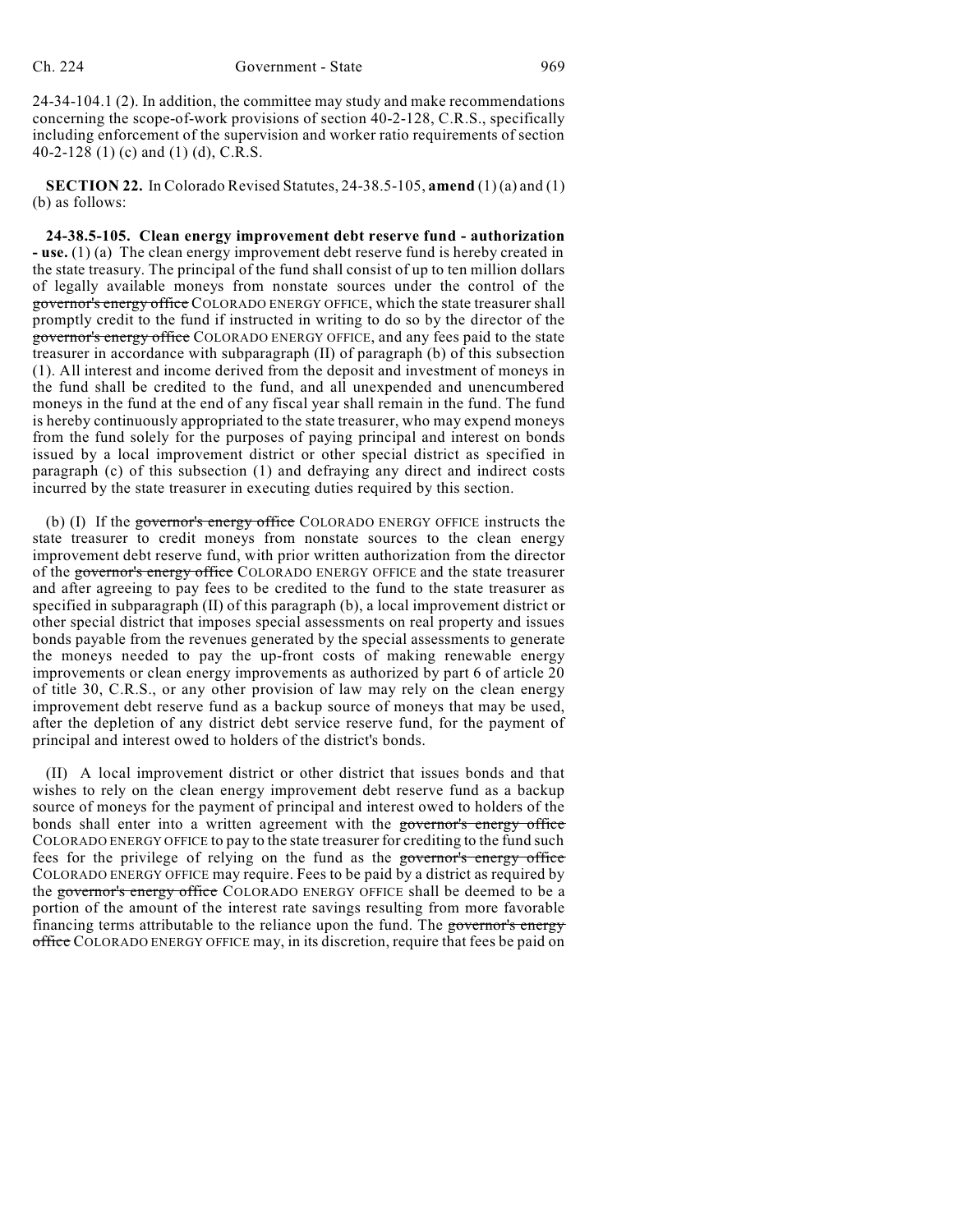24-34-104.1 (2). In addition, the committee may study and make recommendations concerning the scope-of-work provisions of section 40-2-128, C.R.S., specifically including enforcement of the supervision and worker ratio requirements of section 40-2-128 (1) (c) and (1) (d), C.R.S.

**SECTION 22.** In Colorado Revised Statutes, 24-38.5-105, **amend** (1) (a) and (1) (b) as follows:

**24-38.5-105. Clean energy improvement debt reserve fund - authorization - use.** (1) (a) The clean energy improvement debt reserve fund is hereby created in the state treasury. The principal of the fund shall consist of up to ten million dollars of legally available moneys from nonstate sources under the control of the ~~governor's energy office~~ COLORADO ENERGY OFFICE, which the state treasurer shall promptly credit to the fund if instructed in writing to do so by the director of the ~~governor's energy office~~ COLORADO ENERGY OFFICE, and any fees paid to the state treasurer in accordance with subparagraph (II) of paragraph (b) of this subsection (1). All interest and income derived from the deposit and investment of moneys in the fund shall be credited to the fund, and all unexpended and unencumbered moneys in the fund at the end of any fiscal year shall remain in the fund. The fund is hereby continuously appropriated to the state treasurer, who may expend moneys from the fund solely for the purposes of paying principal and interest on bonds issued by a local improvement district or other special district as specified in paragraph (c) of this subsection (1) and defraying any direct and indirect costs incurred by the state treasurer in executing duties required by this section.

(b) (I) If the ~~governor's energy office~~ COLORADO ENERGY OFFICE instructs the state treasurer to credit moneys from nonstate sources to the clean energy improvement debt reserve fund, with prior written authorization from the director of the ~~governor's energy office~~ COLORADO ENERGY OFFICE and the state treasurer and after agreeing to pay fees to be credited to the fund to the state treasurer as specified in subparagraph (II) of this paragraph (b), a local improvement district or other special district that imposes special assessments on real property and issues bonds payable from the revenues generated by the special assessments to generate the moneys needed to pay the up-front costs of making renewable energy improvements or clean energy improvements as authorized by part 6 of article 20 of title 30, C.R.S., or any other provision of law may rely on the clean energy improvement debt reserve fund as a backup source of moneys that may be used, after the depletion of any district debt service reserve fund, for the payment of principal and interest owed to holders of the district's bonds.

(II) A local improvement district or other district that issues bonds and that wishes to rely on the clean energy improvement debt reserve fund as a backup source of moneys for the payment of principal and interest owed to holders of the bonds shall enter into a written agreement with the ~~governor's energy office~~ COLORADO ENERGY OFFICE to pay to the state treasurer for crediting to the fund such fees for the privilege of relying on the fund as the ~~governor's energy office~~ COLORADO ENERGY OFFICE may require. Fees to be paid by a district as required by the ~~governor's energy office~~ COLORADO ENERGY OFFICE shall be deemed to be a portion of the amount of the interest rate savings resulting from more favorable financing terms attributable to the reliance upon the fund. The ~~governor's energy office~~ COLORADO ENERGY OFFICE may, in its discretion, require that fees be paid on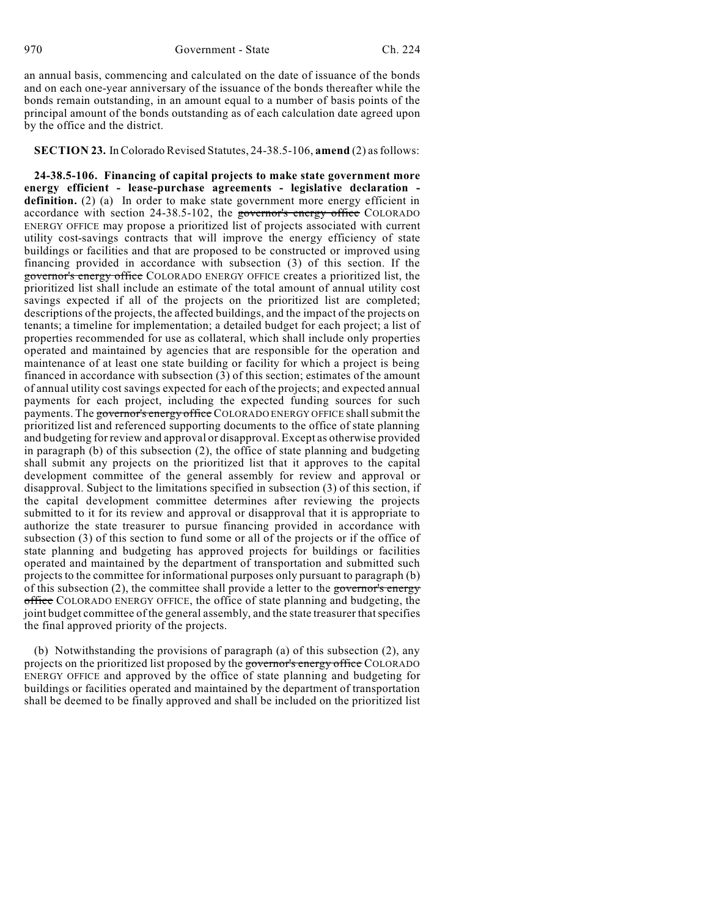an annual basis, commencing and calculated on the date of issuance of the bonds and on each one-year anniversary of the issuance of the bonds thereafter while the bonds remain outstanding, in an amount equal to a number of basis points of the principal amount of the bonds outstanding as of each calculation date agreed upon by the office and the district.

**SECTION 23.** In Colorado Revised Statutes, 24-38.5-106, **amend** (2) as follows:

**24-38.5-106. Financing of capital projects to make state government more energy efficient - lease-purchase agreements - legislative declaration - definition.** (2) (a) In order to make state government more energy efficient in accordance with section 24-38.5-102, the ~~governor's energy office~~ COLORADO ENERGY OFFICE may propose a prioritized list of projects associated with current utility cost-savings contracts that will improve the energy efficiency of state buildings or facilities and that are proposed to be constructed or improved using financing provided in accordance with subsection (3) of this section. If the ~~governor's energy office~~ COLORADO ENERGY OFFICE creates a prioritized list, the prioritized list shall include an estimate of the total amount of annual utility cost savings expected if all of the projects on the prioritized list are completed; descriptions of the projects, the affected buildings, and the impact of the projects on tenants; a timeline for implementation; a detailed budget for each project; a list of properties recommended for use as collateral, which shall include only properties operated and maintained by agencies that are responsible for the operation and maintenance of at least one state building or facility for which a project is being financed in accordance with subsection (3) of this section; estimates of the amount of annual utility cost savings expected for each of the projects; and expected annual payments for each project, including the expected funding sources for such payments. The ~~governor's energy office~~ COLORADO ENERGY OFFICE shall submit the prioritized list and referenced supporting documents to the office of state planning and budgeting for review and approval or disapproval. Except as otherwise provided in paragraph (b) of this subsection (2), the office of state planning and budgeting shall submit any projects on the prioritized list that it approves to the capital development committee of the general assembly for review and approval or disapproval. Subject to the limitations specified in subsection (3) of this section, if the capital development committee determines after reviewing the projects submitted to it for its review and approval or disapproval that it is appropriate to authorize the state treasurer to pursue financing provided in accordance with subsection (3) of this section to fund some or all of the projects or if the office of state planning and budgeting has approved projects for buildings or facilities operated and maintained by the department of transportation and submitted such projects to the committee for informational purposes only pursuant to paragraph (b) of this subsection (2), the committee shall provide a letter to the ~~governor's energy office~~ COLORADO ENERGY OFFICE, the office of state planning and budgeting, the joint budget committee of the general assembly, and the state treasurer that specifies the final approved priority of the projects.

(b) Notwithstanding the provisions of paragraph (a) of this subsection (2), any projects on the prioritized list proposed by the ~~governor's energy office~~ COLORADO ENERGY OFFICE and approved by the office of state planning and budgeting for buildings or facilities operated and maintained by the department of transportation shall be deemed to be finally approved and shall be included on the prioritized list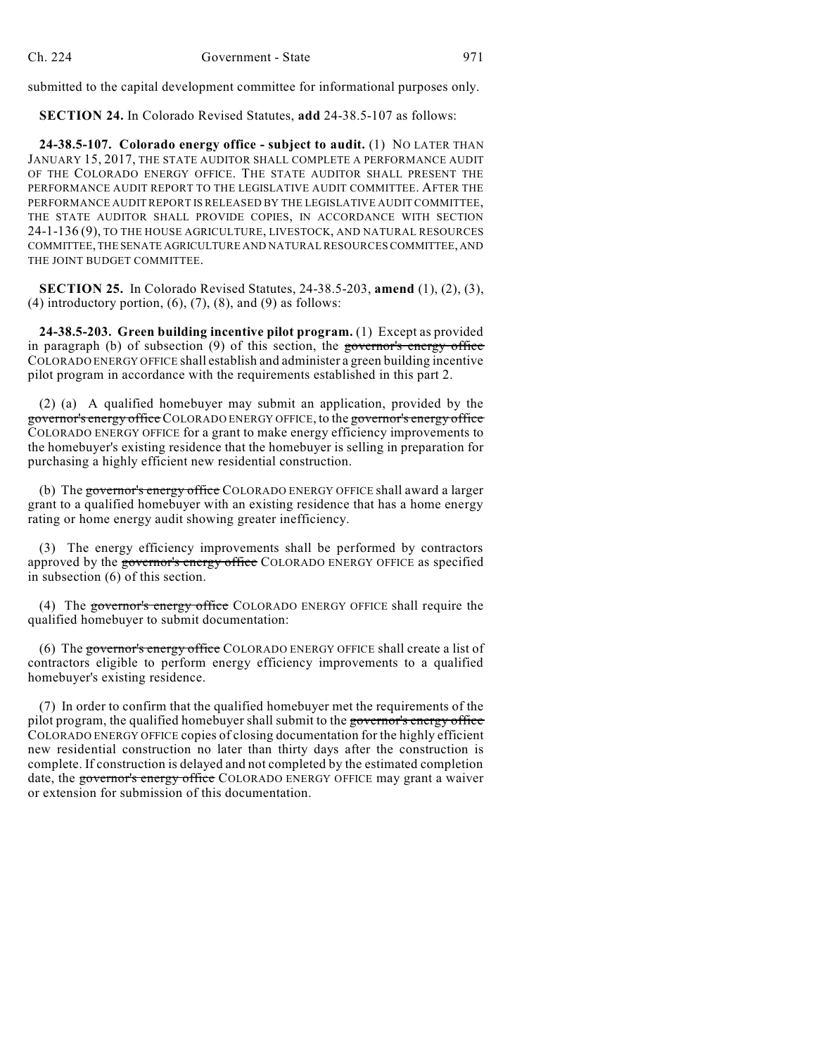submitted to the capital development committee for informational purposes only.

**SECTION 24.** In Colorado Revised Statutes, **add** 24-38.5-107 as follows:

**24-38.5-107. Colorado energy office - subject to audit.** (1) NO LATER THAN JANUARY 15, 2017, THE STATE AUDITOR SHALL COMPLETE A PERFORMANCE AUDIT OF THE COLORADO ENERGY OFFICE. THE STATE AUDITOR SHALL PRESENT THE PERFORMANCE AUDIT REPORT TO THE LEGISLATIVE AUDIT COMMITTEE. AFTER THE PERFORMANCE AUDIT REPORT IS RELEASED BY THE LEGISLATIVE AUDIT COMMITTEE, THE STATE AUDITOR SHALL PROVIDE COPIES, IN ACCORDANCE WITH SECTION 24-1-136 (9), TO THE HOUSE AGRICULTURE, LIVESTOCK, AND NATURAL RESOURCES COMMITTEE, THE SENATE AGRICULTURE AND NATURAL RESOURCES COMMITTEE, AND THE JOINT BUDGET COMMITTEE.

**SECTION 25.** In Colorado Revised Statutes, 24-38.5-203, **amend** (1), (2), (3), (4) introductory portion, (6), (7), (8), and (9) as follows:

**24-38.5-203. Green building incentive pilot program.** (1) Except as provided in paragraph (b) of subsection (9) of this section, the ~~governor's energy office~~ COLORADO ENERGY OFFICE shall establish and administer a green building incentive pilot program in accordance with the requirements established in this part 2.

(2) (a) A qualified homebuyer may submit an application, provided by the ~~governor's energy office~~ COLORADO ENERGY OFFICE, to the ~~governor's energy office~~ COLORADO ENERGY OFFICE for a grant to make energy efficiency improvements to the homebuyer's existing residence that the homebuyer is selling in preparation for purchasing a highly efficient new residential construction.

(b) The ~~governor's energy office~~ COLORADO ENERGY OFFICE shall award a larger grant to a qualified homebuyer with an existing residence that has a home energy rating or home energy audit showing greater inefficiency.

(3) The energy efficiency improvements shall be performed by contractors approved by the ~~governor's energy office~~ COLORADO ENERGY OFFICE as specified in subsection (6) of this section.

(4) The ~~governor's energy office~~ COLORADO ENERGY OFFICE shall require the qualified homebuyer to submit documentation:

(6) The ~~governor's energy office~~ COLORADO ENERGY OFFICE shall create a list of contractors eligible to perform energy efficiency improvements to a qualified homebuyer's existing residence.

(7) In order to confirm that the qualified homebuyer met the requirements of the pilot program, the qualified homebuyer shall submit to the ~~governor's energy office~~ COLORADO ENERGY OFFICE copies of closing documentation for the highly efficient new residential construction no later than thirty days after the construction is complete. If construction is delayed and not completed by the estimated completion date, the ~~governor's energy office~~ COLORADO ENERGY OFFICE may grant a waiver or extension for submission of this documentation.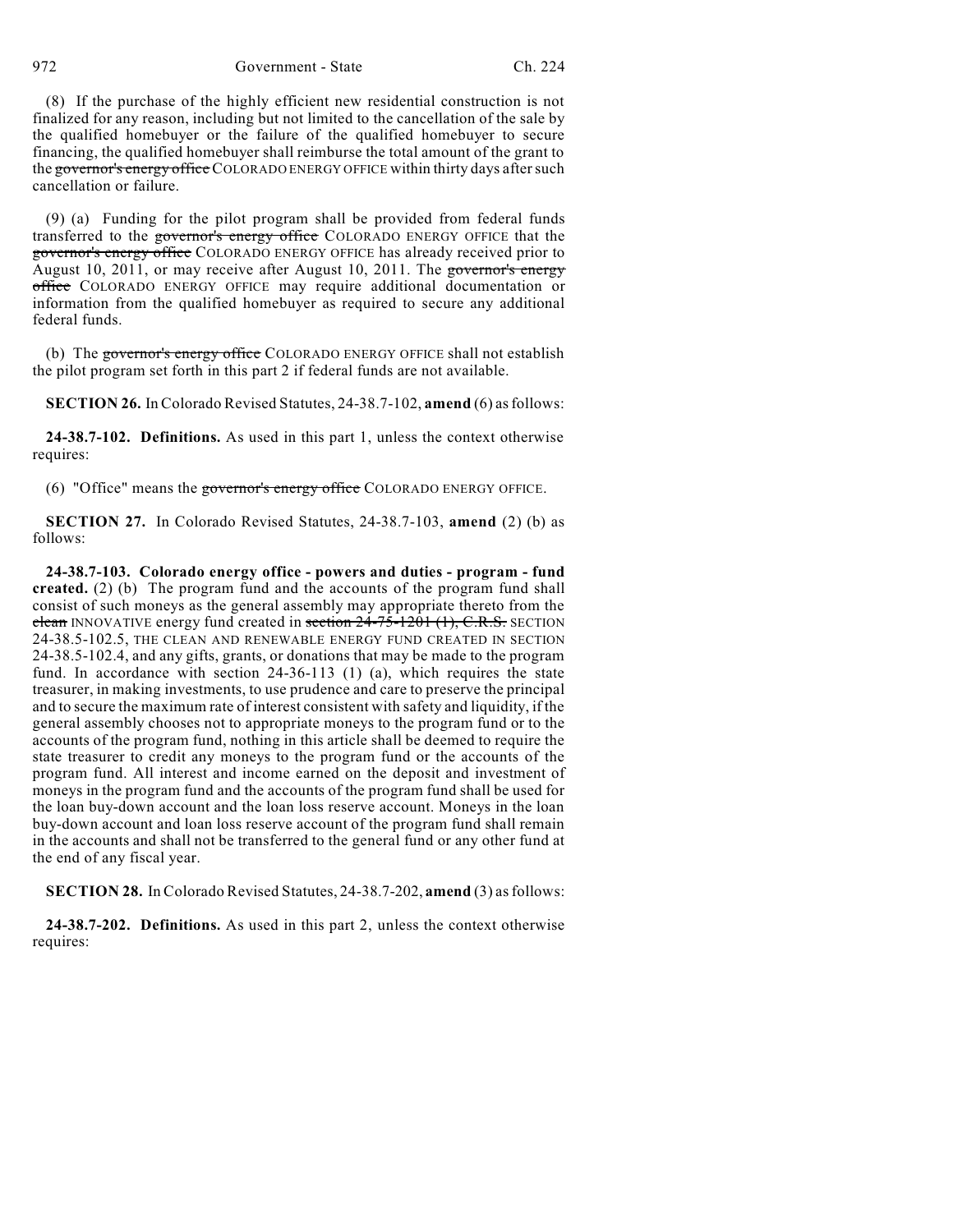(8) If the purchase of the highly efficient new residential construction is not finalized for any reason, including but not limited to the cancellation of the sale by the qualified homebuyer or the failure of the qualified homebuyer to secure financing, the qualified homebuyer shall reimburse the total amount of the grant to the ~~governor's energy office~~ COLORADO ENERGY OFFICE within thirty days after such cancellation or failure.

(9) (a) Funding for the pilot program shall be provided from federal funds transferred to the ~~governor's energy office~~ COLORADO ENERGY OFFICE that the ~~governor's energy office~~ COLORADO ENERGY OFFICE has already received prior to August 10, 2011, or may receive after August 10, 2011. The ~~governor's energy office~~ COLORADO ENERGY OFFICE may require additional documentation or information from the qualified homebuyer as required to secure any additional federal funds.

(b) The ~~governor's energy office~~ COLORADO ENERGY OFFICE shall not establish the pilot program set forth in this part 2 if federal funds are not available.

**SECTION 26.** In Colorado Revised Statutes, 24-38.7-102, **amend** (6) as follows:

**24-38.7-102. Definitions.** As used in this part 1, unless the context otherwise requires:

(6) "Office" means the ~~governor's energy office~~ COLORADO ENERGY OFFICE.

**SECTION 27.** In Colorado Revised Statutes, 24-38.7-103, **amend** (2) (b) as follows:

**24-38.7-103. Colorado energy office - powers and duties - program - fund created.** (2) (b) The program fund and the accounts of the program fund shall consist of such moneys as the general assembly may appropriate thereto from the ~~clean~~ INNOVATIVE energy fund created in ~~section 24-75-1201 (1), C.R.S.~~ SECTION 24-38.5-102.5, THE CLEAN AND RENEWABLE ENERGY FUND CREATED IN SECTION 24-38.5-102.4, and any gifts, grants, or donations that may be made to the program fund. In accordance with section 24-36-113 (1) (a), which requires the state treasurer, in making investments, to use prudence and care to preserve the principal and to secure the maximum rate of interest consistent with safety and liquidity, if the general assembly chooses not to appropriate moneys to the program fund or to the accounts of the program fund, nothing in this article shall be deemed to require the state treasurer to credit any moneys to the program fund or the accounts of the program fund. All interest and income earned on the deposit and investment of moneys in the program fund and the accounts of the program fund shall be used for the loan buy-down account and the loan loss reserve account. Moneys in the loan buy-down account and loan loss reserve account of the program fund shall remain in the accounts and shall not be transferred to the general fund or any other fund at the end of any fiscal year.

**SECTION 28.** In Colorado Revised Statutes, 24-38.7-202, **amend** (3) as follows:

**24-38.7-202. Definitions.** As used in this part 2, unless the context otherwise requires: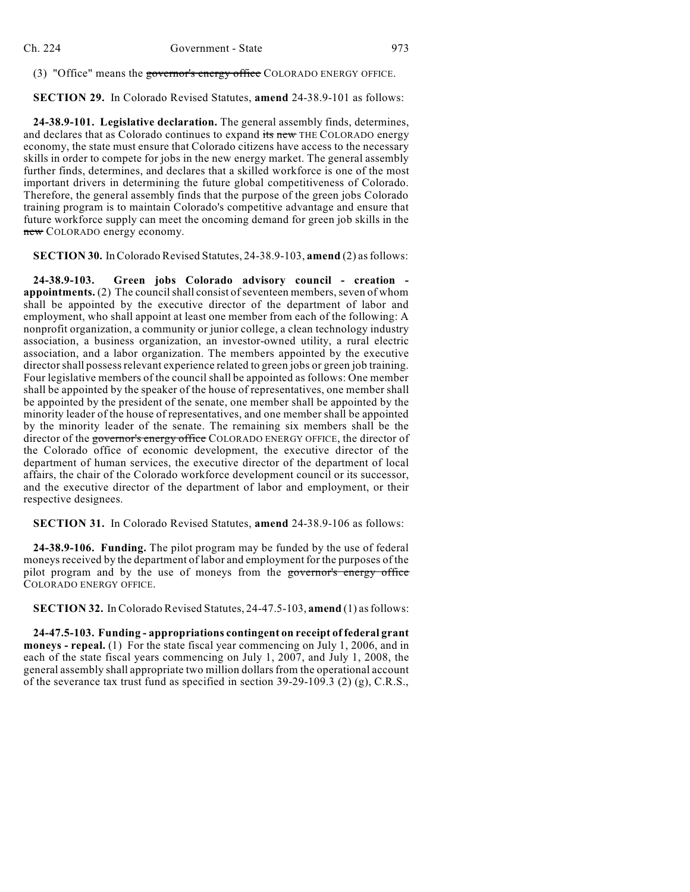(3) "Office" means the ~~governor's energy office~~ COLORADO ENERGY OFFICE.

**SECTION 29.** In Colorado Revised Statutes, **amend** 24-38.9-101 as follows:

**24-38.9-101. Legislative declaration.** The general assembly finds, determines, and declares that as Colorado continues to expand ~~its new~~ THE COLORADO energy economy, the state must ensure that Colorado citizens have access to the necessary skills in order to compete for jobs in the new energy market. The general assembly further finds, determines, and declares that a skilled workforce is one of the most important drivers in determining the future global competitiveness of Colorado. Therefore, the general assembly finds that the purpose of the green jobs Colorado training program is to maintain Colorado's competitive advantage and ensure that future workforce supply can meet the oncoming demand for green job skills in the ~~new~~ COLORADO energy economy.

**SECTION 30.** In Colorado Revised Statutes, 24-38.9-103, **amend** (2) as follows:

**24-38.9-103. Green jobs Colorado advisory council - creation - appointments.** (2) The council shall consist of seventeen members, seven of whom shall be appointed by the executive director of the department of labor and employment, who shall appoint at least one member from each of the following: A nonprofit organization, a community or junior college, a clean technology industry association, a business organization, an investor-owned utility, a rural electric association, and a labor organization. The members appointed by the executive director shall possess relevant experience related to green jobs or green job training. Four legislative members of the council shall be appointed as follows: One member shall be appointed by the speaker of the house of representatives, one member shall be appointed by the president of the senate, one member shall be appointed by the minority leader of the house of representatives, and one member shall be appointed by the minority leader of the senate. The remaining six members shall be the director of the ~~governor's energy office~~ COLORADO ENERGY OFFICE, the director of the Colorado office of economic development, the executive director of the department of human services, the executive director of the department of local affairs, the chair of the Colorado workforce development council or its successor, and the executive director of the department of labor and employment, or their respective designees.

**SECTION 31.** In Colorado Revised Statutes, **amend** 24-38.9-106 as follows:

**24-38.9-106. Funding.** The pilot program may be funded by the use of federal moneys received by the department of labor and employment for the purposes of the pilot program and by the use of moneys from the ~~governor's energy office~~ COLORADO ENERGY OFFICE.

**SECTION 32.** In Colorado Revised Statutes, 24-47.5-103, **amend** (1) as follows:

**24-47.5-103. Funding - appropriations contingent on receipt of federal grant moneys - repeal.** (1) For the state fiscal year commencing on July 1, 2006, and in each of the state fiscal years commencing on July 1, 2007, and July 1, 2008, the general assembly shall appropriate two million dollars from the operational account of the severance tax trust fund as specified in section 39-29-109.3 (2) (g), C.R.S.,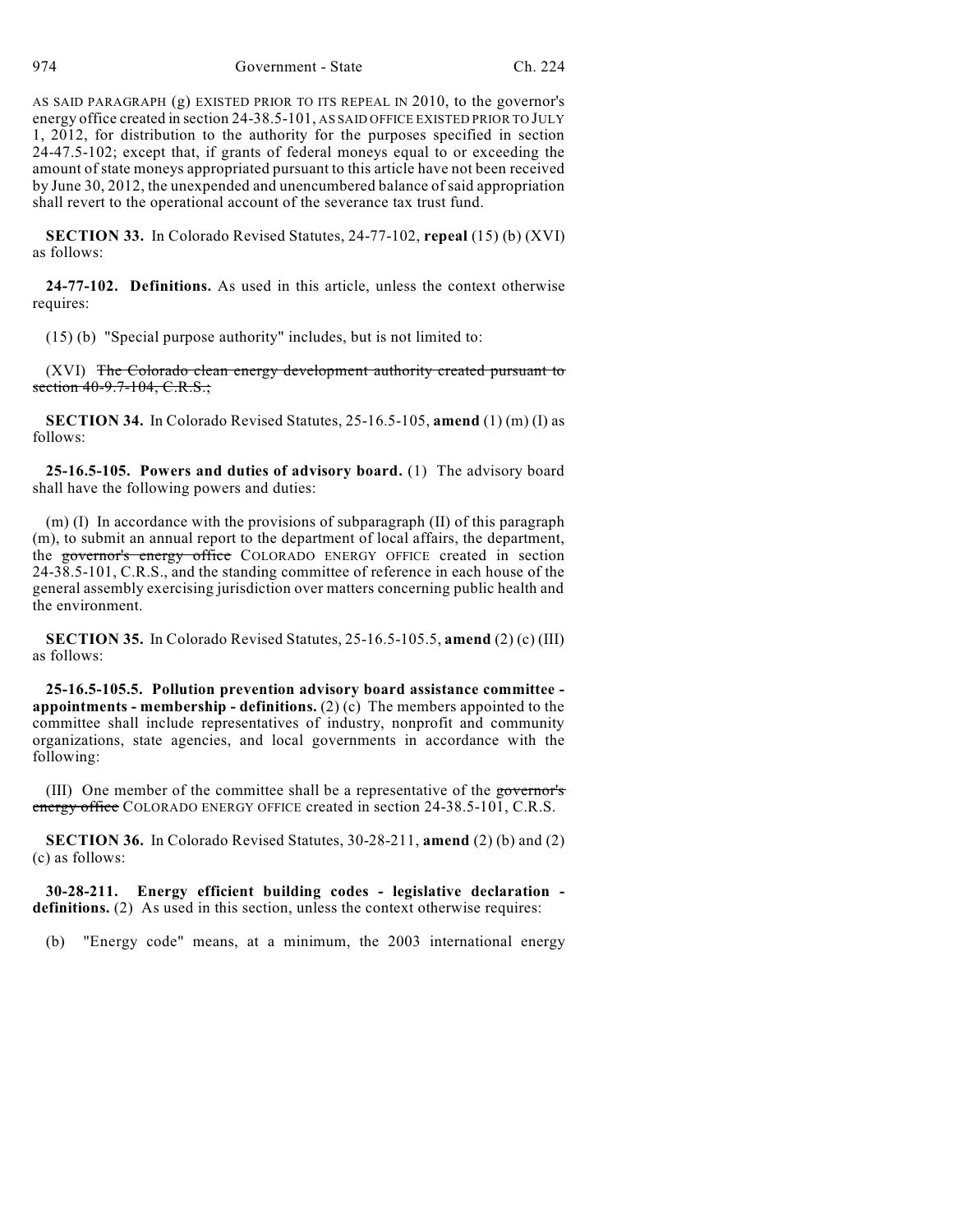AS SAID PARAGRAPH (g) EXISTED PRIOR TO ITS REPEAL IN 2010, to the governor's energy office created in section 24-38.5-101, AS SAID OFFICE EXISTED PRIOR TO JULY 1, 2012, for distribution to the authority for the purposes specified in section 24-47.5-102; except that, if grants of federal moneys equal to or exceeding the amount of state moneys appropriated pursuant to this article have not been received by June 30, 2012, the unexpended and unencumbered balance of said appropriation shall revert to the operational account of the severance tax trust fund.

**SECTION 33.** In Colorado Revised Statutes, 24-77-102, **repeal** (15) (b) (XVI) as follows:

**24-77-102. Definitions.** As used in this article, unless the context otherwise requires:

(15) (b) "Special purpose authority" includes, but is not limited to:

(XVI) ~~The Colorado clean energy development authority created pursuant to section 40-9.7-104, C.R.S.;~~

**SECTION 34.** In Colorado Revised Statutes, 25-16.5-105, **amend** (1) (m) (I) as follows:

**25-16.5-105. Powers and duties of advisory board.** (1) The advisory board shall have the following powers and duties:

(m) (I) In accordance with the provisions of subparagraph (II) of this paragraph (m), to submit an annual report to the department of local affairs, the department, the ~~governor's energy office~~ COLORADO ENERGY OFFICE created in section 24-38.5-101, C.R.S., and the standing committee of reference in each house of the general assembly exercising jurisdiction over matters concerning public health and the environment.

**SECTION 35.** In Colorado Revised Statutes, 25-16.5-105.5, **amend** (2) (c) (III) as follows:

**25-16.5-105.5. Pollution prevention advisory board assistance committee - appointments - membership - definitions.** (2) (c) The members appointed to the committee shall include representatives of industry, nonprofit and community organizations, state agencies, and local governments in accordance with the following:

(III) One member of the committee shall be a representative of the ~~governor's energy office~~ COLORADO ENERGY OFFICE created in section 24-38.5-101, C.R.S.

**SECTION 36.** In Colorado Revised Statutes, 30-28-211, **amend** (2) (b) and (2) (c) as follows:

**30-28-211. Energy efficient building codes - legislative declaration - definitions.** (2) As used in this section, unless the context otherwise requires:

(b) "Energy code" means, at a minimum, the 2003 international energy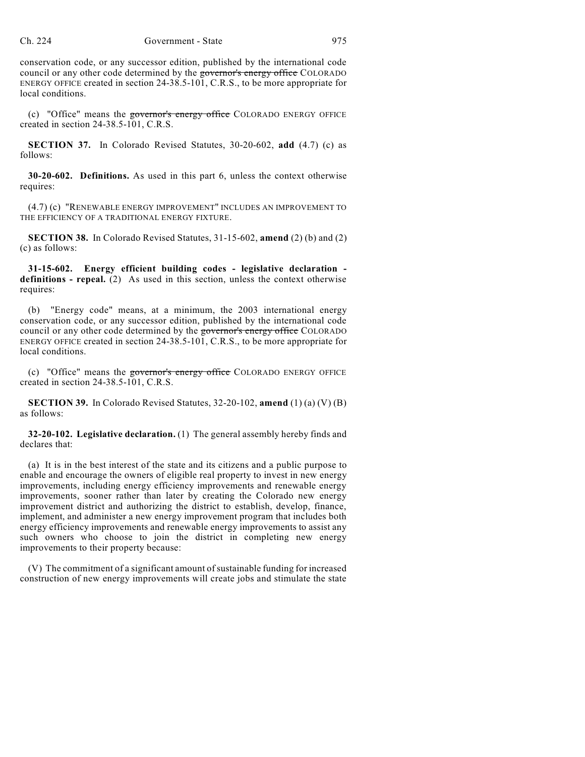conservation code, or any successor edition, published by the international code council or any other code determined by the ~~governor's energy office~~ COLORADO ENERGY OFFICE created in section 24-38.5-101, C.R.S., to be more appropriate for local conditions.

(c) "Office" means the ~~governor's energy office~~ COLORADO ENERGY OFFICE created in section 24-38.5-101, C.R.S.

**SECTION 37.** In Colorado Revised Statutes, 30-20-602, **add** (4.7) (c) as follows:

**30-20-602. Definitions.** As used in this part 6, unless the context otherwise requires:

(4.7) (c) "RENEWABLE ENERGY IMPROVEMENT" INCLUDES AN IMPROVEMENT TO THE EFFICIENCY OF A TRADITIONAL ENERGY FIXTURE.

**SECTION 38.** In Colorado Revised Statutes, 31-15-602, **amend** (2) (b) and (2) (c) as follows:

**31-15-602. Energy efficient building codes - legislative declaration - definitions - repeal.** (2) As used in this section, unless the context otherwise requires:

(b) "Energy code" means, at a minimum, the 2003 international energy conservation code, or any successor edition, published by the international code council or any other code determined by the ~~governor's energy office~~ COLORADO ENERGY OFFICE created in section 24-38.5-101, C.R.S., to be more appropriate for local conditions.

(c) "Office" means the ~~governor's energy office~~ COLORADO ENERGY OFFICE created in section 24-38.5-101, C.R.S.

**SECTION 39.** In Colorado Revised Statutes, 32-20-102, **amend** (1) (a) (V) (B) as follows:

**32-20-102. Legislative declaration.** (1) The general assembly hereby finds and declares that:

(a) It is in the best interest of the state and its citizens and a public purpose to enable and encourage the owners of eligible real property to invest in new energy improvements, including energy efficiency improvements and renewable energy improvements, sooner rather than later by creating the Colorado new energy improvement district and authorizing the district to establish, develop, finance, implement, and administer a new energy improvement program that includes both energy efficiency improvements and renewable energy improvements to assist any such owners who choose to join the district in completing new energy improvements to their property because:

(V) The commitment of a significant amount of sustainable funding for increased construction of new energy improvements will create jobs and stimulate the state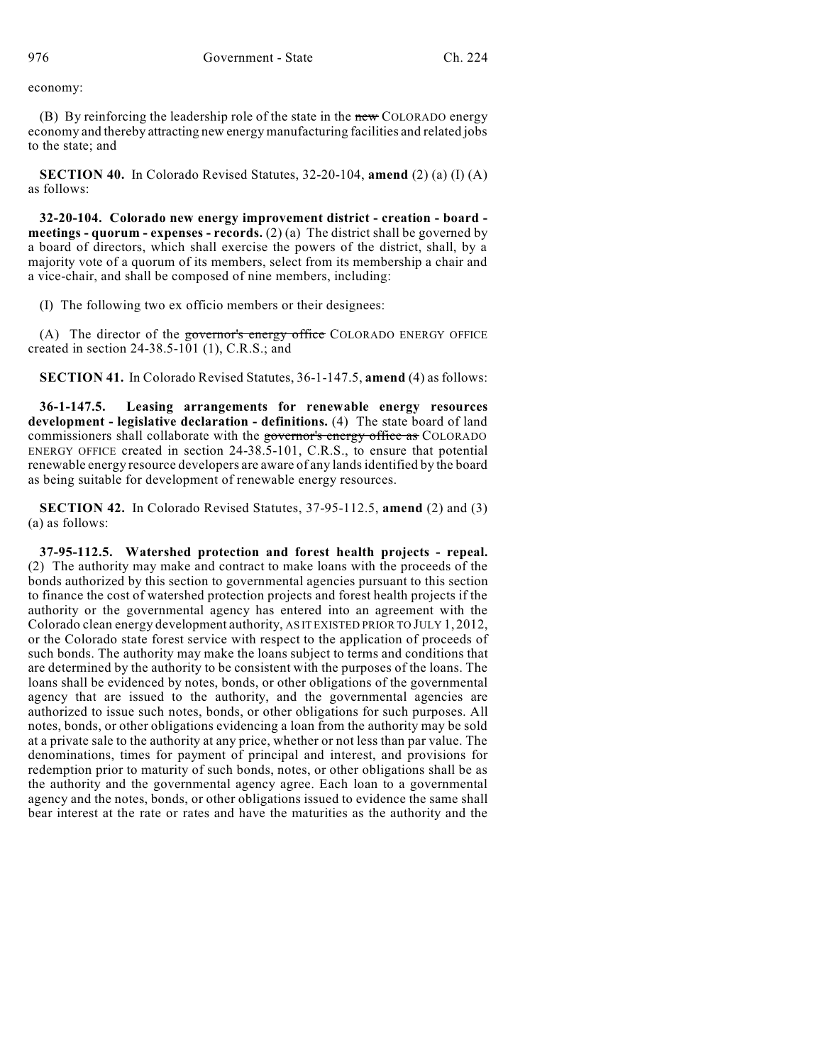economy:

(B) By reinforcing the leadership role of the state in the ~~new~~ COLORADO energy economy and thereby attracting new energy manufacturing facilities and related jobs to the state; and

**SECTION 40.** In Colorado Revised Statutes, 32-20-104, **amend** (2) (a) (I) (A) as follows:

**32-20-104. Colorado new energy improvement district - creation - board - meetings - quorum - expenses - records.** (2) (a) The district shall be governed by a board of directors, which shall exercise the powers of the district, shall, by a majority vote of a quorum of its members, select from its membership a chair and a vice-chair, and shall be composed of nine members, including:

(I) The following two ex officio members or their designees:

(A) The director of the ~~governor's energy office~~ COLORADO ENERGY OFFICE created in section 24-38.5-101 (1), C.R.S.; and

**SECTION 41.** In Colorado Revised Statutes, 36-1-147.5, **amend** (4) as follows:

**36-1-147.5. Leasing arrangements for renewable energy resources development - legislative declaration - definitions.** (4) The state board of land commissioners shall collaborate with the ~~governor's energy office as~~ COLORADO ENERGY OFFICE created in section 24-38.5-101, C.R.S., to ensure that potential renewable energy resource developers are aware of any lands identified by the board as being suitable for development of renewable energy resources.

**SECTION 42.** In Colorado Revised Statutes, 37-95-112.5, **amend** (2) and (3) (a) as follows:

**37-95-112.5. Watershed protection and forest health projects - repeal.** (2) The authority may make and contract to make loans with the proceeds of the bonds authorized by this section to governmental agencies pursuant to this section to finance the cost of watershed protection projects and forest health projects if the authority or the governmental agency has entered into an agreement with the Colorado clean energy development authority, AS IT EXISTED PRIOR TO JULY 1, 2012, or the Colorado state forest service with respect to the application of proceeds of such bonds. The authority may make the loans subject to terms and conditions that are determined by the authority to be consistent with the purposes of the loans. The loans shall be evidenced by notes, bonds, or other obligations of the governmental agency that are issued to the authority, and the governmental agencies are authorized to issue such notes, bonds, or other obligations for such purposes. All notes, bonds, or other obligations evidencing a loan from the authority may be sold at a private sale to the authority at any price, whether or not less than par value. The denominations, times for payment of principal and interest, and provisions for redemption prior to maturity of such bonds, notes, or other obligations shall be as the authority and the governmental agency agree. Each loan to a governmental agency and the notes, bonds, or other obligations issued to evidence the same shall bear interest at the rate or rates and have the maturities as the authority and the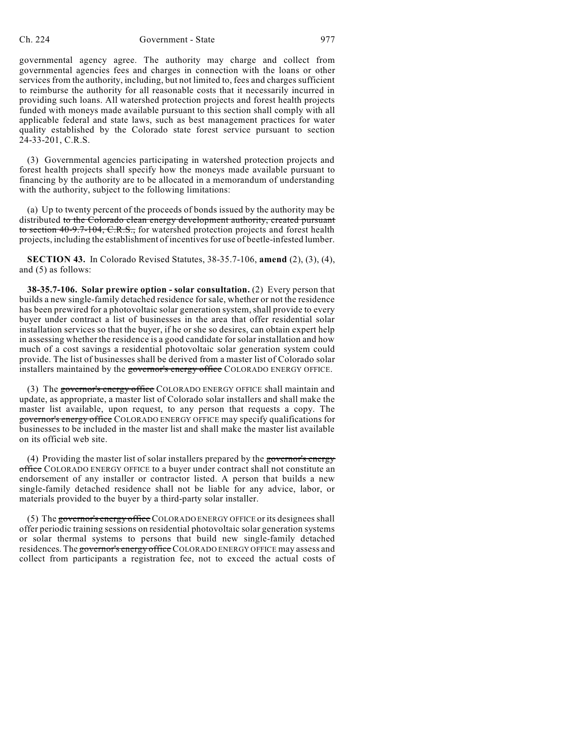governmental agency agree. The authority may charge and collect from governmental agencies fees and charges in connection with the loans or other services from the authority, including, but not limited to, fees and charges sufficient to reimburse the authority for all reasonable costs that it necessarily incurred in providing such loans. All watershed protection projects and forest health projects funded with moneys made available pursuant to this section shall comply with all applicable federal and state laws, such as best management practices for water quality established by the Colorado state forest service pursuant to section 24-33-201, C.R.S.

(3) Governmental agencies participating in watershed protection projects and forest health projects shall specify how the moneys made available pursuant to financing by the authority are to be allocated in a memorandum of understanding with the authority, subject to the following limitations:

(a) Up to twenty percent of the proceeds of bonds issued by the authority may be distributed ~~to the Colorado clean energy development authority, created pursuant to section 40-9.7-104, C.R.S.,~~ for watershed protection projects and forest health projects, including the establishment of incentives for use of beetle-infested lumber.

**SECTION 43.** In Colorado Revised Statutes, 38-35.7-106, **amend** (2), (3), (4), and (5) as follows:

**38-35.7-106. Solar prewire option - solar consultation.** (2) Every person that builds a new single-family detached residence for sale, whether or not the residence has been prewired for a photovoltaic solar generation system, shall provide to every buyer under contract a list of businesses in the area that offer residential solar installation services so that the buyer, if he or she so desires, can obtain expert help in assessing whether the residence is a good candidate for solar installation and how much of a cost savings a residential photovoltaic solar generation system could provide. The list of businesses shall be derived from a master list of Colorado solar installers maintained by the ~~governor's energy office~~ COLORADO ENERGY OFFICE.

(3) The ~~governor's energy office~~ COLORADO ENERGY OFFICE shall maintain and update, as appropriate, a master list of Colorado solar installers and shall make the master list available, upon request, to any person that requests a copy. The ~~governor's energy office~~ COLORADO ENERGY OFFICE may specify qualifications for businesses to be included in the master list and shall make the master list available on its official web site.

(4) Providing the master list of solar installers prepared by the ~~governor's energy office~~ COLORADO ENERGY OFFICE to a buyer under contract shall not constitute an endorsement of any installer or contractor listed. A person that builds a new single-family detached residence shall not be liable for any advice, labor, or materials provided to the buyer by a third-party solar installer.

(5) The ~~governor's energy office~~ COLORADO ENERGY OFFICE or its designees shall offer periodic training sessions on residential photovoltaic solar generation systems or solar thermal systems to persons that build new single-family detached residences. The ~~governor's energy office~~ COLORADO ENERGY OFFICE may assess and collect from participants a registration fee, not to exceed the actual costs of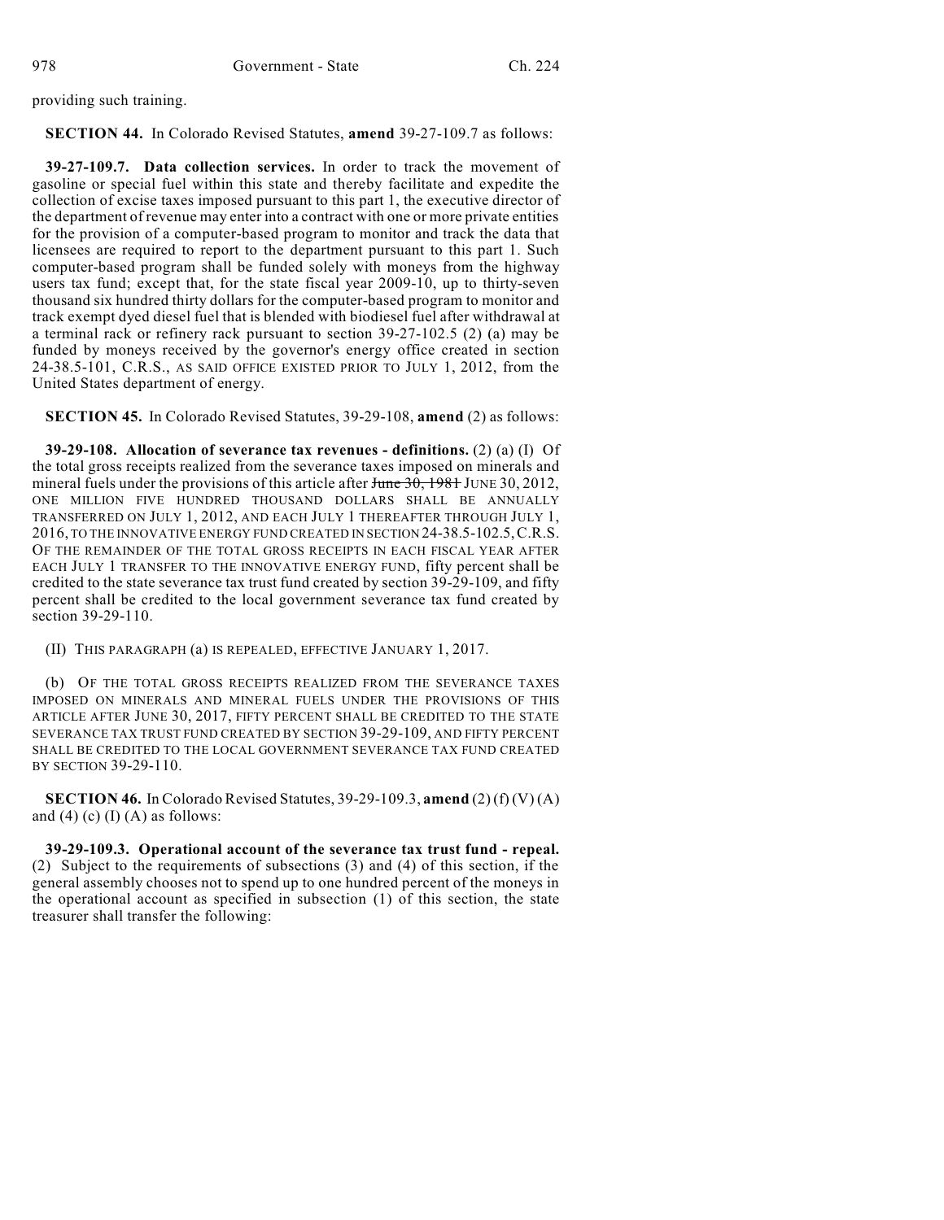providing such training.

**SECTION 44.** In Colorado Revised Statutes, **amend** 39-27-109.7 as follows:

**39-27-109.7. Data collection services.** In order to track the movement of gasoline or special fuel within this state and thereby facilitate and expedite the collection of excise taxes imposed pursuant to this part 1, the executive director of the department of revenue may enter into a contract with one or more private entities for the provision of a computer-based program to monitor and track the data that licensees are required to report to the department pursuant to this part 1. Such computer-based program shall be funded solely with moneys from the highway users tax fund; except that, for the state fiscal year 2009-10, up to thirty-seven thousand six hundred thirty dollars for the computer-based program to monitor and track exempt dyed diesel fuel that is blended with biodiesel fuel after withdrawal at a terminal rack or refinery rack pursuant to section 39-27-102.5 (2) (a) may be funded by moneys received by the governor's energy office created in section 24-38.5-101, C.R.S., AS SAID OFFICE EXISTED PRIOR TO JULY 1, 2012, from the United States department of energy.

**SECTION 45.** In Colorado Revised Statutes, 39-29-108, **amend** (2) as follows:

**39-29-108. Allocation of severance tax revenues - definitions.** (2) (a) (I) Of the total gross receipts realized from the severance taxes imposed on minerals and mineral fuels under the provisions of this article after ~~June 30, 1981~~ JUNE 30, 2012, ONE MILLION FIVE HUNDRED THOUSAND DOLLARS SHALL BE ANNUALLY TRANSFERRED ON JULY 1, 2012, AND EACH JULY 1 THEREAFTER THROUGH JULY 1, 2016, TO THE INNOVATIVE ENERGY FUND CREATED IN SECTION 24-38.5-102.5, C.R.S. OF THE REMAINDER OF THE TOTAL GROSS RECEIPTS IN EACH FISCAL YEAR AFTER EACH JULY 1 TRANSFER TO THE INNOVATIVE ENERGY FUND, fifty percent shall be credited to the state severance tax trust fund created by section 39-29-109, and fifty percent shall be credited to the local government severance tax fund created by section 39-29-110.

(II) THIS PARAGRAPH (a) IS REPEALED, EFFECTIVE JANUARY 1, 2017.

(b) OF THE TOTAL GROSS RECEIPTS REALIZED FROM THE SEVERANCE TAXES IMPOSED ON MINERALS AND MINERAL FUELS UNDER THE PROVISIONS OF THIS ARTICLE AFTER JUNE 30, 2017, FIFTY PERCENT SHALL BE CREDITED TO THE STATE SEVERANCE TAX TRUST FUND CREATED BY SECTION 39-29-109, AND FIFTY PERCENT SHALL BE CREDITED TO THE LOCAL GOVERNMENT SEVERANCE TAX FUND CREATED BY SECTION 39-29-110.

**SECTION 46.** In Colorado Revised Statutes, 39-29-109.3, **amend** (2) (f) (V) (A) and (4) (c) (I) (A) as follows:

**39-29-109.3. Operational account of the severance tax trust fund - repeal.** (2) Subject to the requirements of subsections (3) and (4) of this section, if the general assembly chooses not to spend up to one hundred percent of the moneys in the operational account as specified in subsection (1) of this section, the state treasurer shall transfer the following: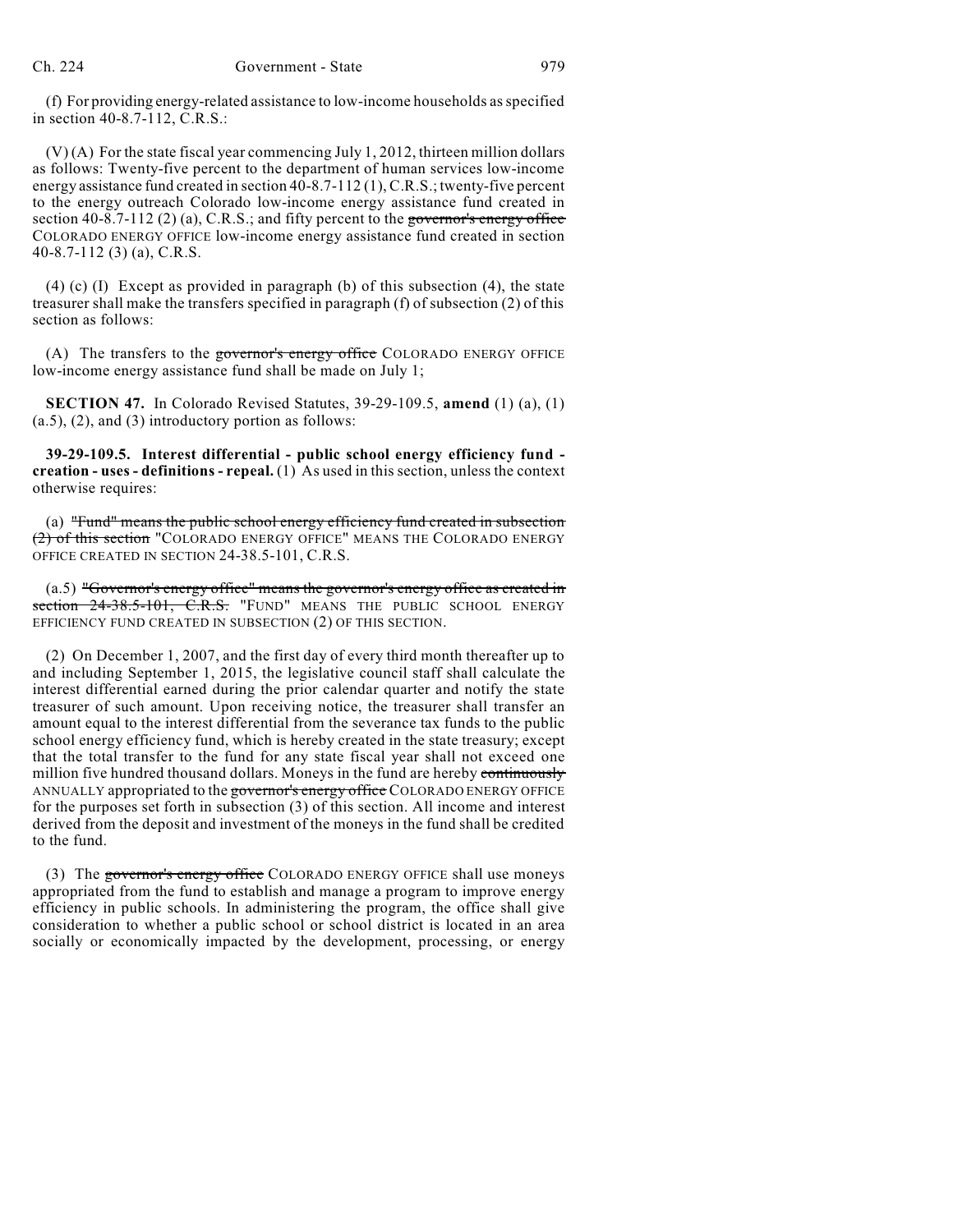(f) For providing energy-related assistance to low-income households as specified in section 40-8.7-112, C.R.S.:

(V) (A) For the state fiscal year commencing July 1, 2012, thirteen million dollars as follows: Twenty-five percent to the department of human services low-income energy assistance fund created in section 40-8.7-112 (1), C.R.S.; twenty-five percent to the energy outreach Colorado low-income energy assistance fund created in section 40-8.7-112 (2) (a), C.R.S.; and fifty percent to the ~~governor's energy office~~ COLORADO ENERGY OFFICE low-income energy assistance fund created in section 40-8.7-112 (3) (a), C.R.S.

(4) (c) (I) Except as provided in paragraph (b) of this subsection (4), the state treasurer shall make the transfers specified in paragraph (f) of subsection (2) of this section as follows:

(A) The transfers to the ~~governor's energy office~~ COLORADO ENERGY OFFICE low-income energy assistance fund shall be made on July 1;

**SECTION 47.** In Colorado Revised Statutes, 39-29-109.5, **amend** (1) (a), (1) (a.5), (2), and (3) introductory portion as follows:

**39-29-109.5. Interest differential - public school energy efficiency fund - creation - uses - definitions - repeal.** (1) As used in this section, unless the context otherwise requires:

(a) ~~"Fund" means the public school energy efficiency fund created in subsection (2) of this section~~ "COLORADO ENERGY OFFICE" MEANS THE COLORADO ENERGY OFFICE CREATED IN SECTION 24-38.5-101, C.R.S.

(a.5) ~~"Governor's energy office" means the governor's energy office as created in section 24-38.5-101, C.R.S.~~ "FUND" MEANS THE PUBLIC SCHOOL ENERGY EFFICIENCY FUND CREATED IN SUBSECTION (2) OF THIS SECTION.

(2) On December 1, 2007, and the first day of every third month thereafter up to and including September 1, 2015, the legislative council staff shall calculate the interest differential earned during the prior calendar quarter and notify the state treasurer of such amount. Upon receiving notice, the treasurer shall transfer an amount equal to the interest differential from the severance tax funds to the public school energy efficiency fund, which is hereby created in the state treasury; except that the total transfer to the fund for any state fiscal year shall not exceed one million five hundred thousand dollars. Moneys in the fund are hereby ~~continuously~~ ANNUALLY appropriated to the ~~governor's energy office~~ COLORADO ENERGY OFFICE for the purposes set forth in subsection (3) of this section. All income and interest derived from the deposit and investment of the moneys in the fund shall be credited to the fund.

(3) The ~~governor's energy office~~ COLORADO ENERGY OFFICE shall use moneys appropriated from the fund to establish and manage a program to improve energy efficiency in public schools. In administering the program, the office shall give consideration to whether a public school or school district is located in an area socially or economically impacted by the development, processing, or energy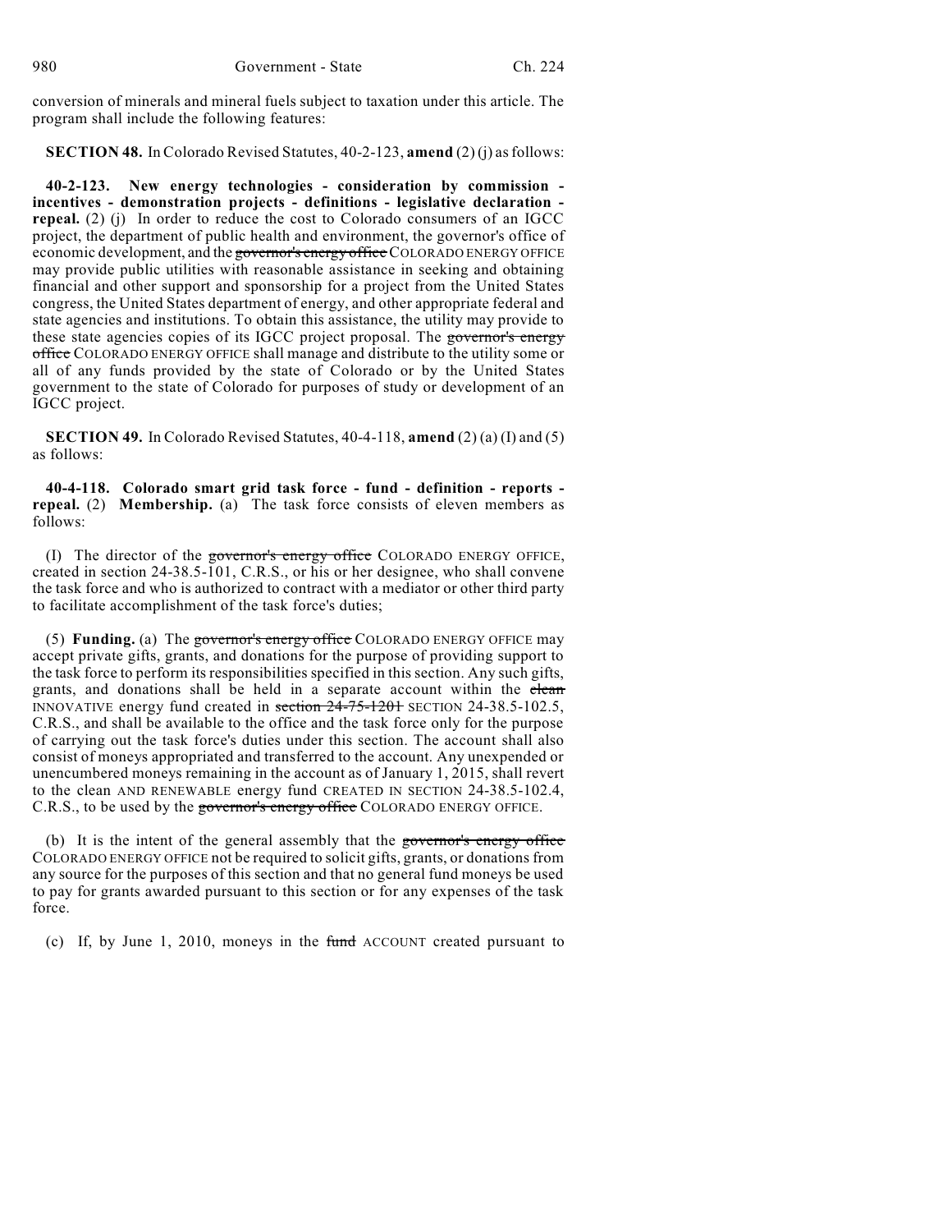conversion of minerals and mineral fuels subject to taxation under this article. The program shall include the following features:

**SECTION 48.** In Colorado Revised Statutes, 40-2-123, **amend** (2) (j) as follows:

**40-2-123. New energy technologies - consideration by commission - incentives - demonstration projects - definitions - legislative declaration - repeal.** (2) (j) In order to reduce the cost to Colorado consumers of an IGCC project, the department of public health and environment, the governor's office of economic development, and the ~~governor's energy office~~ COLORADO ENERGY OFFICE may provide public utilities with reasonable assistance in seeking and obtaining financial and other support and sponsorship for a project from the United States congress, the United States department of energy, and other appropriate federal and state agencies and institutions. To obtain this assistance, the utility may provide to these state agencies copies of its IGCC project proposal. The ~~governor's energy office~~ COLORADO ENERGY OFFICE shall manage and distribute to the utility some or all of any funds provided by the state of Colorado or by the United States government to the state of Colorado for purposes of study or development of an IGCC project.

**SECTION 49.** In Colorado Revised Statutes, 40-4-118, **amend** (2) (a) (I) and (5) as follows:

**40-4-118. Colorado smart grid task force - fund - definition - reports - repeal.** (2) **Membership.** (a) The task force consists of eleven members as follows:

(I) The director of the ~~governor's energy office~~ COLORADO ENERGY OFFICE, created in section 24-38.5-101, C.R.S., or his or her designee, who shall convene the task force and who is authorized to contract with a mediator or other third party to facilitate accomplishment of the task force's duties;

(5) **Funding.** (a) The ~~governor's energy office~~ COLORADO ENERGY OFFICE may accept private gifts, grants, and donations for the purpose of providing support to the task force to perform its responsibilities specified in this section. Any such gifts, grants, and donations shall be held in a separate account within the ~~clean~~ INNOVATIVE energy fund created in ~~section 24-75-1201~~ SECTION 24-38.5-102.5, C.R.S., and shall be available to the office and the task force only for the purpose of carrying out the task force's duties under this section. The account shall also consist of moneys appropriated and transferred to the account. Any unexpended or unencumbered moneys remaining in the account as of January 1, 2015, shall revert to the clean AND RENEWABLE energy fund CREATED IN SECTION 24-38.5-102.4, C.R.S., to be used by the ~~governor's energy office~~ COLORADO ENERGY OFFICE.

(b) It is the intent of the general assembly that the ~~governor's energy office~~ COLORADO ENERGY OFFICE not be required to solicit gifts, grants, or donations from any source for the purposes of this section and that no general fund moneys be used to pay for grants awarded pursuant to this section or for any expenses of the task force.

(c) If, by June 1, 2010, moneys in the ~~fund~~ ACCOUNT created pursuant to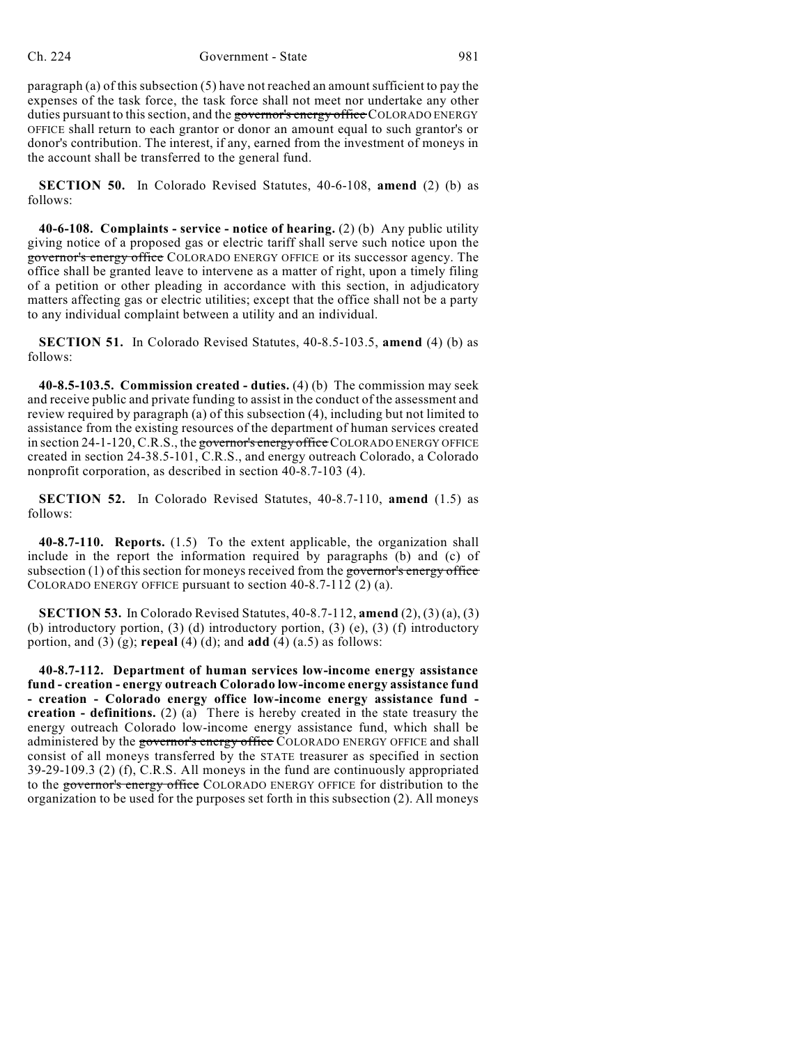paragraph (a) of this subsection (5) have not reached an amount sufficient to pay the expenses of the task force, the task force shall not meet nor undertake any other duties pursuant to this section, and the ~~governor's energy office~~ COLORADO ENERGY OFFICE shall return to each grantor or donor an amount equal to such grantor's or donor's contribution. The interest, if any, earned from the investment of moneys in the account shall be transferred to the general fund.

**SECTION 50.** In Colorado Revised Statutes, 40-6-108, **amend** (2) (b) as follows:

**40-6-108. Complaints - service - notice of hearing.** (2) (b) Any public utility giving notice of a proposed gas or electric tariff shall serve such notice upon the ~~governor's energy office~~ COLORADO ENERGY OFFICE or its successor agency. The office shall be granted leave to intervene as a matter of right, upon a timely filing of a petition or other pleading in accordance with this section, in adjudicatory matters affecting gas or electric utilities; except that the office shall not be a party to any individual complaint between a utility and an individual.

**SECTION 51.** In Colorado Revised Statutes, 40-8.5-103.5, **amend** (4) (b) as follows:

**40-8.5-103.5. Commission created - duties.** (4) (b) The commission may seek and receive public and private funding to assist in the conduct of the assessment and review required by paragraph (a) of this subsection (4), including but not limited to assistance from the existing resources of the department of human services created in section 24-1-120, C.R.S., the ~~governor's energy office~~ COLORADO ENERGY OFFICE created in section 24-38.5-101, C.R.S., and energy outreach Colorado, a Colorado nonprofit corporation, as described in section 40-8.7-103 (4).

**SECTION 52.** In Colorado Revised Statutes, 40-8.7-110, **amend** (1.5) as follows:

**40-8.7-110. Reports.** (1.5) To the extent applicable, the organization shall include in the report the information required by paragraphs (b) and (c) of subsection (1) of this section for moneys received from the ~~governor's energy office~~ COLORADO ENERGY OFFICE pursuant to section 40-8.7-112 (2) (a).

**SECTION 53.** In Colorado Revised Statutes, 40-8.7-112, **amend** (2), (3) (a), (3) (b) introductory portion, (3) (d) introductory portion, (3) (e), (3) (f) introductory portion, and (3) (g); **repeal** (4) (d); and **add** (4) (a.5) as follows:

**40-8.7-112. Department of human services low-income energy assistance fund - creation - energy outreach Colorado low-income energy assistance fund - creation - Colorado energy office low-income energy assistance fund - creation - definitions.** (2) (a) There is hereby created in the state treasury the energy outreach Colorado low-income energy assistance fund, which shall be administered by the ~~governor's energy office~~ COLORADO ENERGY OFFICE and shall consist of all moneys transferred by the STATE treasurer as specified in section 39-29-109.3 (2) (f), C.R.S. All moneys in the fund are continuously appropriated to the ~~governor's energy office~~ COLORADO ENERGY OFFICE for distribution to the organization to be used for the purposes set forth in this subsection (2). All moneys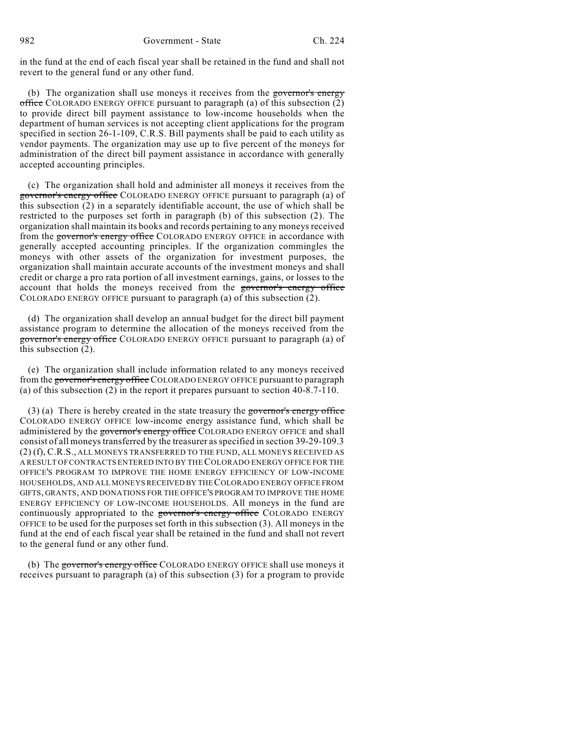in the fund at the end of each fiscal year shall be retained in the fund and shall not revert to the general fund or any other fund.

(b) The organization shall use moneys it receives from the ~~governor's energy office~~ COLORADO ENERGY OFFICE pursuant to paragraph (a) of this subsection (2) to provide direct bill payment assistance to low-income households when the department of human services is not accepting client applications for the program specified in section 26-1-109, C.R.S. Bill payments shall be paid to each utility as vendor payments. The organization may use up to five percent of the moneys for administration of the direct bill payment assistance in accordance with generally accepted accounting principles.

(c) The organization shall hold and administer all moneys it receives from the ~~governor's energy office~~ COLORADO ENERGY OFFICE pursuant to paragraph (a) of this subsection (2) in a separately identifiable account, the use of which shall be restricted to the purposes set forth in paragraph (b) of this subsection (2). The organization shall maintain its books and records pertaining to any moneys received from the ~~governor's energy office~~ COLORADO ENERGY OFFICE in accordance with generally accepted accounting principles. If the organization commingles the moneys with other assets of the organization for investment purposes, the organization shall maintain accurate accounts of the investment moneys and shall credit or charge a pro rata portion of all investment earnings, gains, or losses to the account that holds the moneys received from the ~~governor's energy office~~ COLORADO ENERGY OFFICE pursuant to paragraph (a) of this subsection (2).

(d) The organization shall develop an annual budget for the direct bill payment assistance program to determine the allocation of the moneys received from the ~~governor's energy office~~ COLORADO ENERGY OFFICE pursuant to paragraph (a) of this subsection (2).

(e) The organization shall include information related to any moneys received from the ~~governor's energy office~~ COLORADO ENERGY OFFICE pursuant to paragraph (a) of this subsection (2) in the report it prepares pursuant to section 40-8.7-110.

(3) (a) There is hereby created in the state treasury the ~~governor's energy office~~ COLORADO ENERGY OFFICE low-income energy assistance fund, which shall be administered by the ~~governor's energy office~~ COLORADO ENERGY OFFICE and shall consist of all moneys transferred by the treasurer as specified in section 39-29-109.3 (2) (f), C.R.S., ALL MONEYS TRANSFERRED TO THE FUND, ALL MONEYS RECEIVED AS A RESULT OF CONTRACTS ENTERED INTO BY THE COLORADO ENERGY OFFICE FOR THE OFFICE'S PROGRAM TO IMPROVE THE HOME ENERGY EFFICIENCY OF LOW-INCOME HOUSEHOLDS, AND ALL MONEYS RECEIVED BY THE COLORADO ENERGY OFFICE FROM GIFTS, GRANTS, AND DONATIONS FOR THE OFFICE'S PROGRAM TO IMPROVE THE HOME ENERGY EFFICIENCY OF LOW-INCOME HOUSEHOLDS. All moneys in the fund are continuously appropriated to the ~~governor's energy office~~ COLORADO ENERGY OFFICE to be used for the purposes set forth in this subsection (3). All moneys in the fund at the end of each fiscal year shall be retained in the fund and shall not revert to the general fund or any other fund.

(b) The ~~governor's energy office~~ COLORADO ENERGY OFFICE shall use moneys it receives pursuant to paragraph (a) of this subsection (3) for a program to provide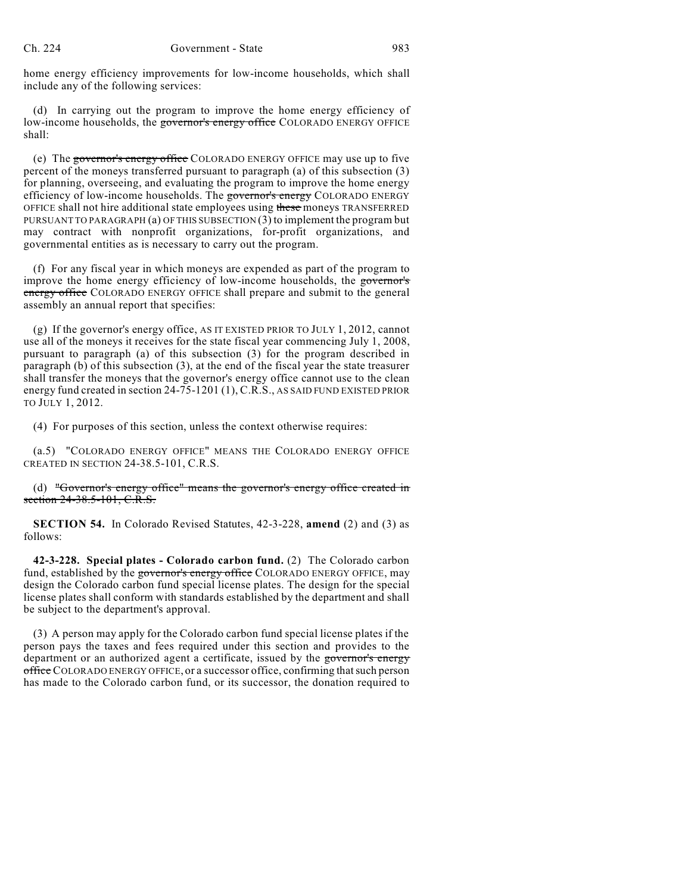home energy efficiency improvements for low-income households, which shall include any of the following services:

(d) In carrying out the program to improve the home energy efficiency of low-income households, the ~~governor's energy office~~ COLORADO ENERGY OFFICE shall:

(e) The ~~governor's energy office~~ COLORADO ENERGY OFFICE may use up to five percent of the moneys transferred pursuant to paragraph (a) of this subsection (3) for planning, overseeing, and evaluating the program to improve the home energy efficiency of low-income households. The ~~governor's energy~~ COLORADO ENERGY OFFICE shall not hire additional state employees using ~~these~~ moneys TRANSFERRED PURSUANT TO PARAGRAPH (a) OF THIS SUBSECTION (3) to implement the program but may contract with nonprofit organizations, for-profit organizations, and governmental entities as is necessary to carry out the program.

(f) For any fiscal year in which moneys are expended as part of the program to improve the home energy efficiency of low-income households, the ~~governor's energy office~~ COLORADO ENERGY OFFICE shall prepare and submit to the general assembly an annual report that specifies:

(g) If the governor's energy office, AS IT EXISTED PRIOR TO JULY 1, 2012, cannot use all of the moneys it receives for the state fiscal year commencing July 1, 2008, pursuant to paragraph (a) of this subsection (3) for the program described in paragraph (b) of this subsection (3), at the end of the fiscal year the state treasurer shall transfer the moneys that the governor's energy office cannot use to the clean energy fund created in section 24-75-1201 (1), C.R.S., AS SAID FUND EXISTED PRIOR TO JULY 1, 2012.

(4) For purposes of this section, unless the context otherwise requires:

(a.5) "COLORADO ENERGY OFFICE" MEANS THE COLORADO ENERGY OFFICE CREATED IN SECTION 24-38.5-101, C.R.S.

(d) ~~"Governor's energy office" means the governor's energy office created in section 24-38.5-101, C.R.S.~~

**SECTION 54.** In Colorado Revised Statutes, 42-3-228, **amend** (2) and (3) as follows:

**42-3-228. Special plates - Colorado carbon fund.** (2) The Colorado carbon fund, established by the ~~governor's energy office~~ COLORADO ENERGY OFFICE, may design the Colorado carbon fund special license plates. The design for the special license plates shall conform with standards established by the department and shall be subject to the department's approval.

(3) A person may apply for the Colorado carbon fund special license plates if the person pays the taxes and fees required under this section and provides to the department or an authorized agent a certificate, issued by the ~~governor's energy office~~ COLORADO ENERGY OFFICE, or a successor office, confirming that such person has made to the Colorado carbon fund, or its successor, the donation required to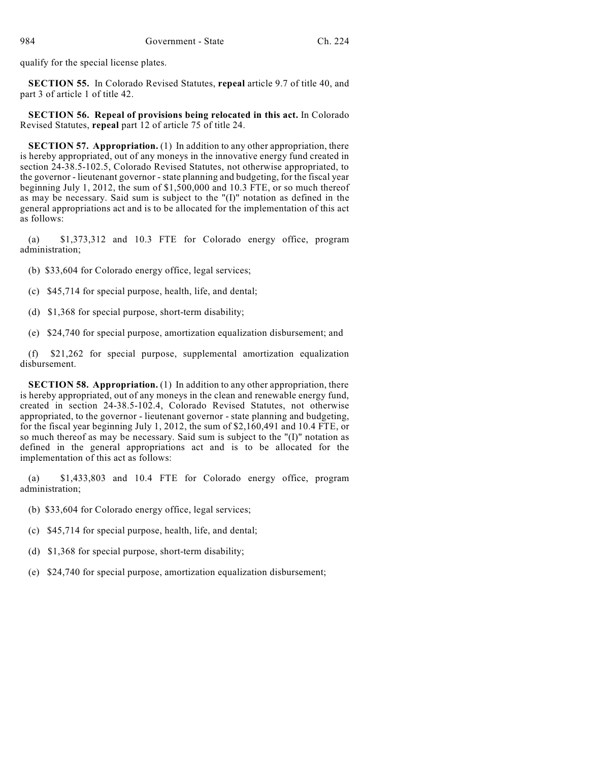qualify for the special license plates.

**SECTION 55.** In Colorado Revised Statutes, **repeal** article 9.7 of title 40, and part 3 of article 1 of title 42.

**SECTION 56. Repeal of provisions being relocated in this act.** In Colorado Revised Statutes, **repeal** part 12 of article 75 of title 24.

**SECTION 57. Appropriation.** (1) In addition to any other appropriation, there is hereby appropriated, out of any moneys in the innovative energy fund created in section 24-38.5-102.5, Colorado Revised Statutes, not otherwise appropriated, to the governor - lieutenant governor - state planning and budgeting, for the fiscal year beginning July 1, 2012, the sum of $1,500,000 and 10.3 FTE, or so much thereof as may be necessary. Said sum is subject to the "(I)" notation as defined in the general appropriations act and is to be allocated for the implementation of this act as follows:

(a) $1,373,312 and 10.3 FTE for Colorado energy office, program administration;

(b) $33,604 for Colorado energy office, legal services;

(c) $45,714 for special purpose, health, life, and dental;

(d) $1,368 for special purpose, short-term disability;

(e) $24,740 for special purpose, amortization equalization disbursement; and

(f) $21,262 for special purpose, supplemental amortization equalization disbursement.

**SECTION 58. Appropriation.** (1) In addition to any other appropriation, there is hereby appropriated, out of any moneys in the clean and renewable energy fund, created in section 24-38.5-102.4, Colorado Revised Statutes, not otherwise appropriated, to the governor - lieutenant governor - state planning and budgeting, for the fiscal year beginning July 1, 2012, the sum of $2,160,491 and 10.4 FTE, or so much thereof as may be necessary. Said sum is subject to the "(I)" notation as defined in the general appropriations act and is to be allocated for the implementation of this act as follows:

(a) $1,433,803 and 10.4 FTE for Colorado energy office, program administration;

(b) $33,604 for Colorado energy office, legal services;

(c) $45,714 for special purpose, health, life, and dental;

(d) $1,368 for special purpose, short-term disability;

(e) $24,740 for special purpose, amortization equalization disbursement;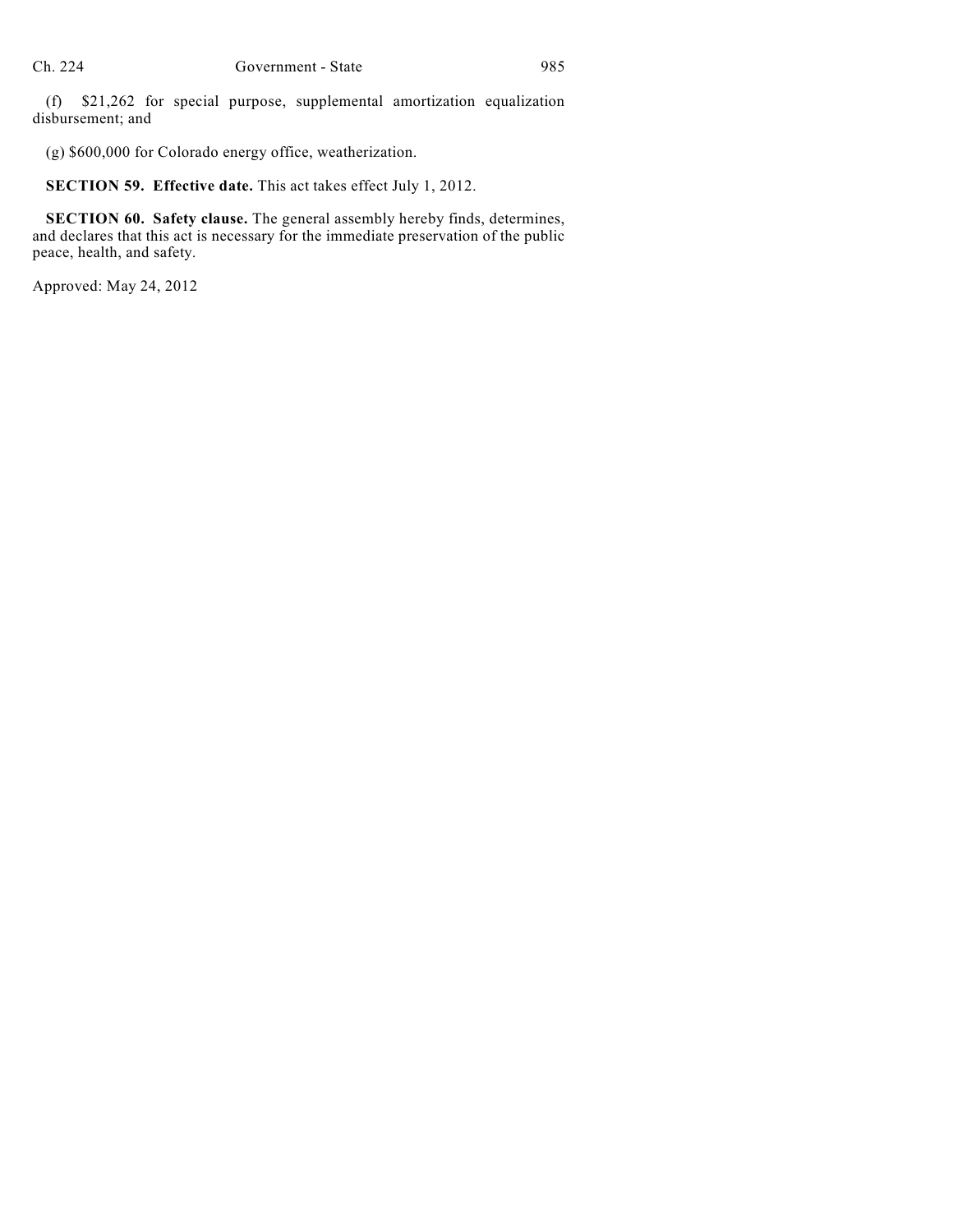(f) $21,262 for special purpose, supplemental amortization equalization disbursement; and

(g) $600,000 for Colorado energy office, weatherization.

**SECTION 59. Effective date.** This act takes effect July 1, 2012.

**SECTION 60. Safety clause.** The general assembly hereby finds, determines, and declares that this act is necessary for the immediate preservation of the public peace, health, and safety.

Approved: May 24, 2012